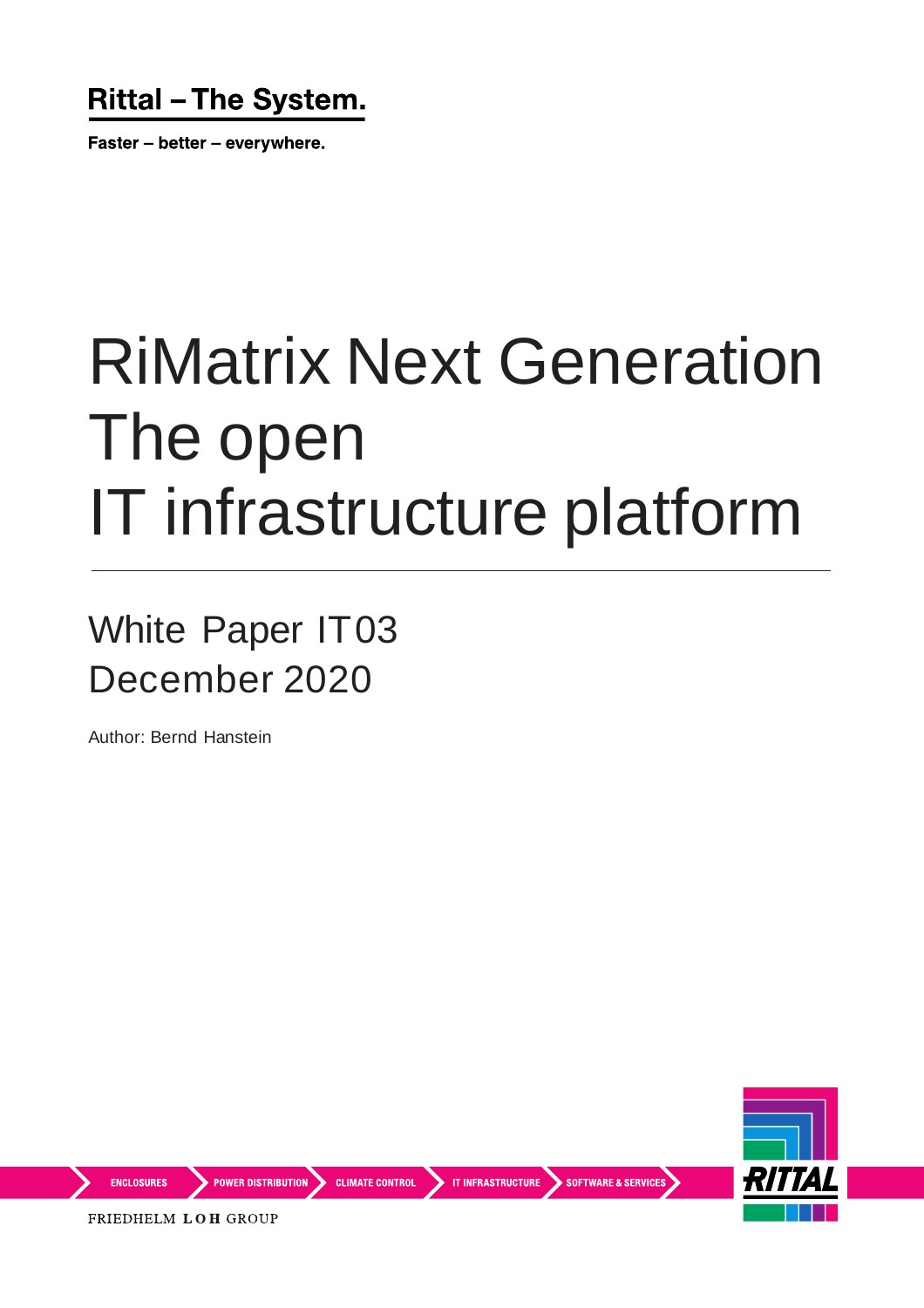Rittal – The System.

Faster – better – everywhere.

# RiMatrix Next Generation The open IT infrastructure platform

## White Paper IT03 December 2020

Author: Bernd Hanstein

ENCLOSURES | POWER DISTRIBUTION | CLIMATE CONTROL | IT INFRASTRUCTURE | SOFTWARE & SERVICES

FRIEDHELM LOH GROUP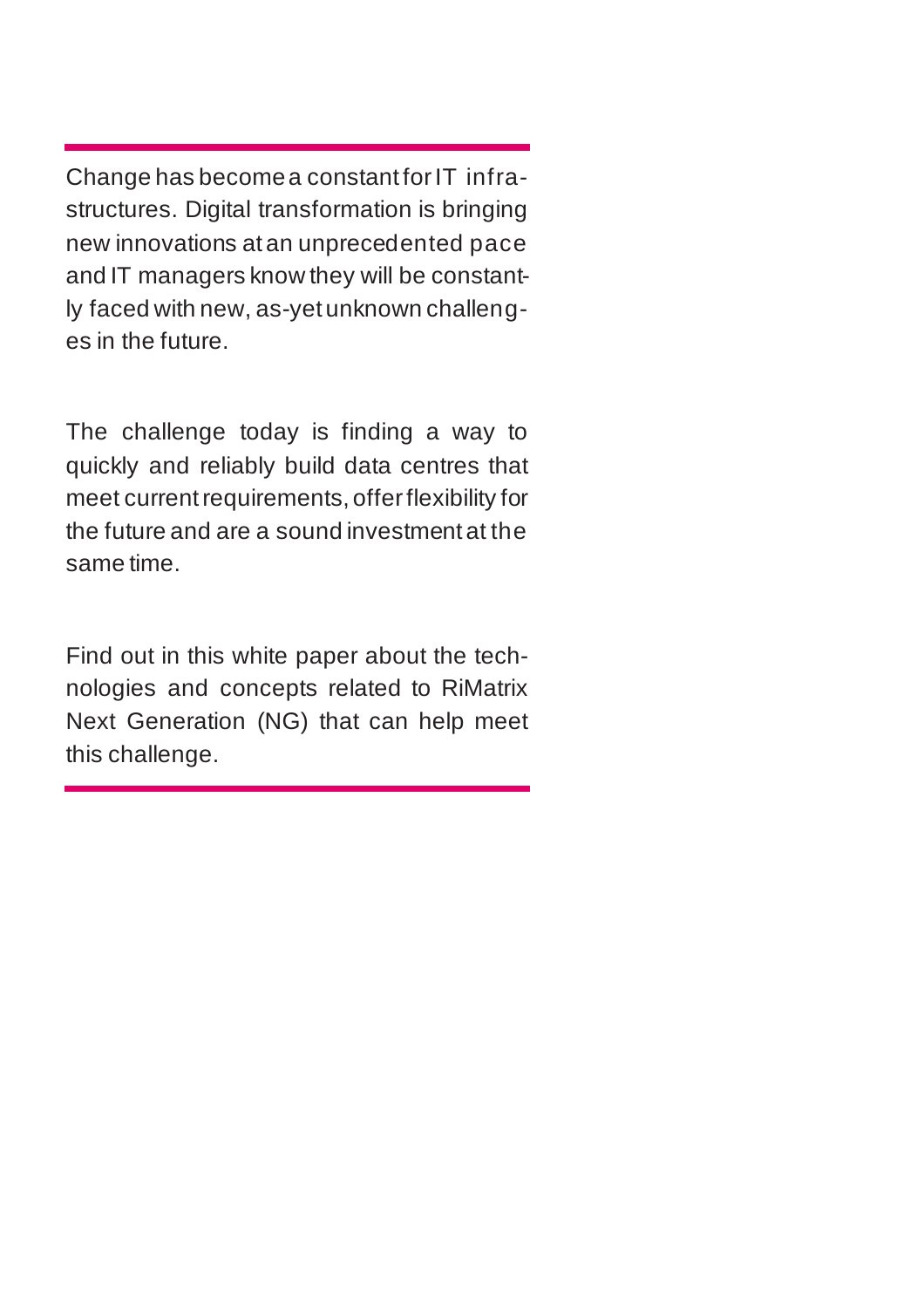Change has become a constant for IT infrastructures. Digital transformation is bringing new innovations at an unprecedented pace and IT managers know they will be constantly faced with new, as-yet unknown challenges in the future.

The challenge today is finding a way to quickly and reliably build data centres that meet current requirements, offer flexibility for the future and are a sound investment at the same time.

Find out in this white paper about the technologies and concepts related to RiMatrix Next Generation (NG) that can help meet this challenge.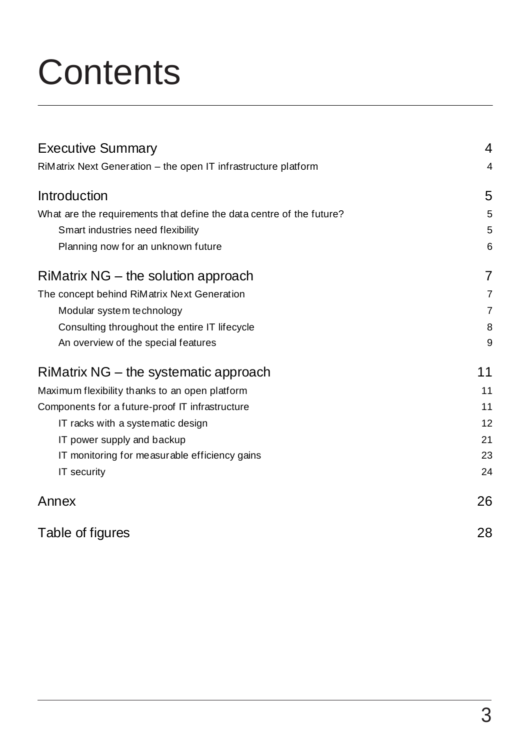# Contents

| | |
|---|---|
| **Executive Summary** | **4** |
| RiMatrix Next Generation – the open IT infrastructure platform | 4 |
| **Introduction** | **5** |
| What are the requirements that define the data centre of the future? | 5 |
| Smart industries need flexibility | 5 |
| Planning now for an unknown future | 6 |
| **RiMatrix NG – the solution approach** | **7** |
| The concept behind RiMatrix Next Generation | 7 |
| Modular system technology | 7 |
| Consulting throughout the entire IT lifecycle | 8 |
| An overview of the special features | 9 |
| **RiMatrix NG – the systematic approach** | **11** |
| Maximum flexibility thanks to an open platform | 11 |
| Components for a future-proof IT infrastructure | 11 |
| IT racks with a systematic design | 12 |
| IT power supply and backup | 21 |
| IT monitoring for measurable efficiency gains | 23 |
| IT security | 24 |
| **Annex** | **26** |
| **Table of figures** | **28** |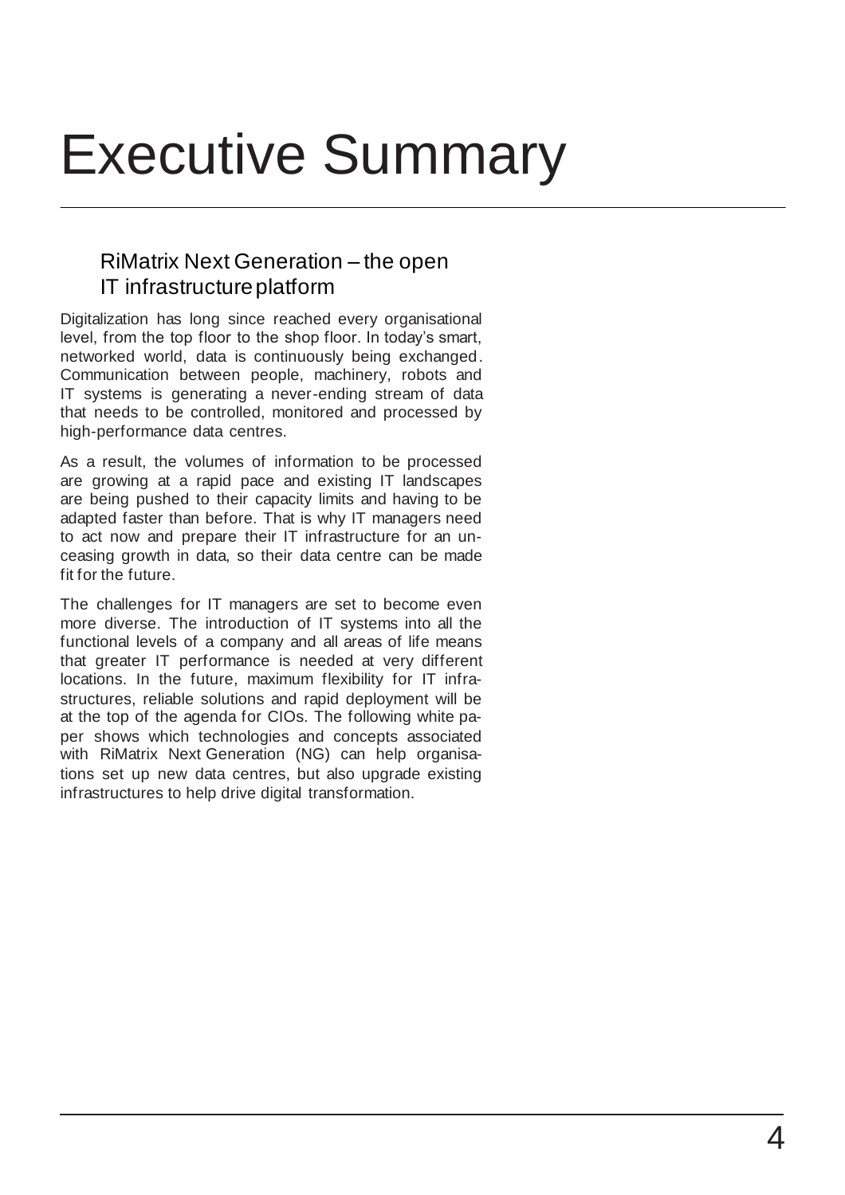# Executive Summary

## RiMatrix Next Generation – the open IT infrastructure platform

Digitalization has long since reached every organisational level, from the top floor to the shop floor. In today's smart, networked world, data is continuously being exchanged. Communication between people, machinery, robots and IT systems is generating a never-ending stream of data that needs to be controlled, monitored and processed by high-performance data centres.

As a result, the volumes of information to be processed are growing at a rapid pace and existing IT landscapes are being pushed to their capacity limits and having to be adapted faster than before. That is why IT managers need to act now and prepare their IT infrastructure for an unceasing growth in data, so their data centre can be made fit for the future.

The challenges for IT managers are set to become even more diverse. The introduction of IT systems into all the functional levels of a company and all areas of life means that greater IT performance is needed at very different locations. In the future, maximum flexibility for IT infrastructures, reliable solutions and rapid deployment will be at the top of the agenda for CIOs. The following white paper shows which technologies and concepts associated with RiMatrix Next Generation (NG) can help organisations set up new data centres, but also upgrade existing infrastructures to help drive digital transformation.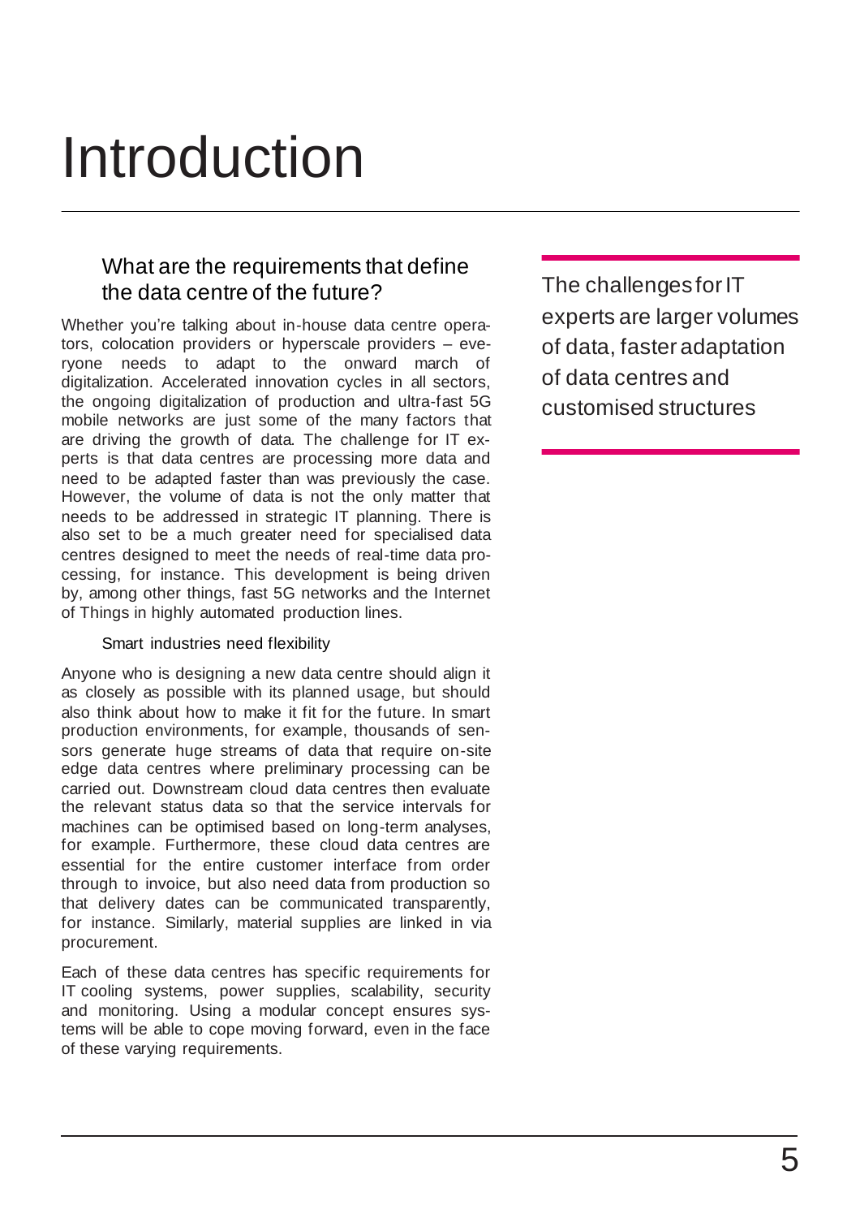# Introduction

## What are the requirements that define the data centre of the future?

Whether you're talking about in-house data centre operators, colocation providers or hyperscale providers – everyone needs to adapt to the onward march of digitalization. Accelerated innovation cycles in all sectors, the ongoing digitalization of production and ultra-fast 5G mobile networks are just some of the many factors that are driving the growth of data. The challenge for IT experts is that data centres are processing more data and need to be adapted faster than was previously the case. However, the volume of data is not the only matter that needs to be addressed in strategic IT planning. There is also set to be a much greater need for specialised data centres designed to meet the needs of real-time data processing, for instance. This development is being driven by, among other things, fast 5G networks and the Internet of Things in highly automated production lines.

### Smart industries need flexibility

Anyone who is designing a new data centre should align it as closely as possible with its planned usage, but should also think about how to make it fit for the future. In smart production environments, for example, thousands of sensors generate huge streams of data that require on-site edge data centres where preliminary processing can be carried out. Downstream cloud data centres then evaluate the relevant status data so that the service intervals for machines can be optimised based on long-term analyses, for example. Furthermore, these cloud data centres are essential for the entire customer interface from order through to invoice, but also need data from production so that delivery dates can be communicated transparently, for instance. Similarly, material supplies are linked in via procurement.

Each of these data centres has specific requirements for IT cooling systems, power supplies, scalability, security and monitoring. Using a modular concept ensures systems will be able to cope moving forward, even in the face of these varying requirements.

> The challenges for IT experts are larger volumes of data, faster adaptation of data centres and customised structures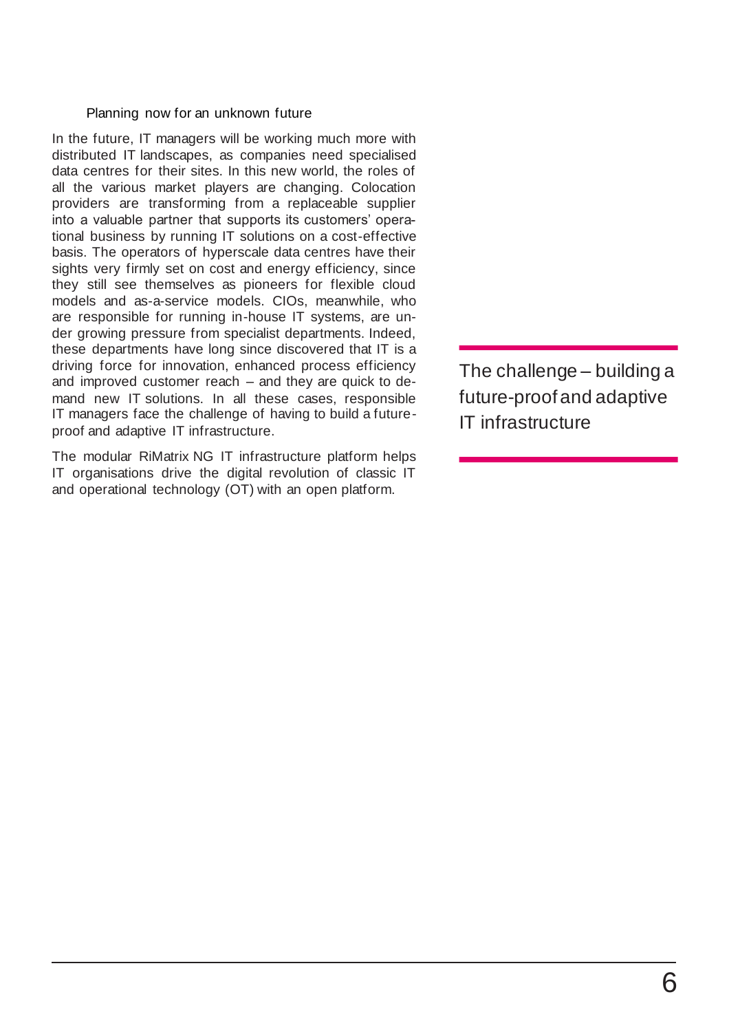## Planning now for an unknown future

In the future, IT managers will be working much more with distributed IT landscapes, as companies need specialised data centres for their sites. In this new world, the roles of all the various market players are changing. Colocation providers are transforming from a replaceable supplier into a valuable partner that supports its customers' operational business by running IT solutions on a cost-effective basis. The operators of hyperscale data centres have their sights very firmly set on cost and energy efficiency, since they still see themselves as pioneers for flexible cloud models and as-a-service models. CIOs, meanwhile, who are responsible for running in-house IT systems, are under growing pressure from specialist departments. Indeed, these departments have long since discovered that IT is a driving force for innovation, enhanced process efficiency and improved customer reach – and they are quick to demand new IT solutions. In all these cases, responsible IT managers face the challenge of having to build a future-proof and adaptive IT infrastructure.

The modular RiMatrix NG IT infrastructure platform helps IT organisations drive the digital revolution of classic IT and operational technology (OT) with an open platform.

> The challenge – building a future-proof and adaptive IT infrastructure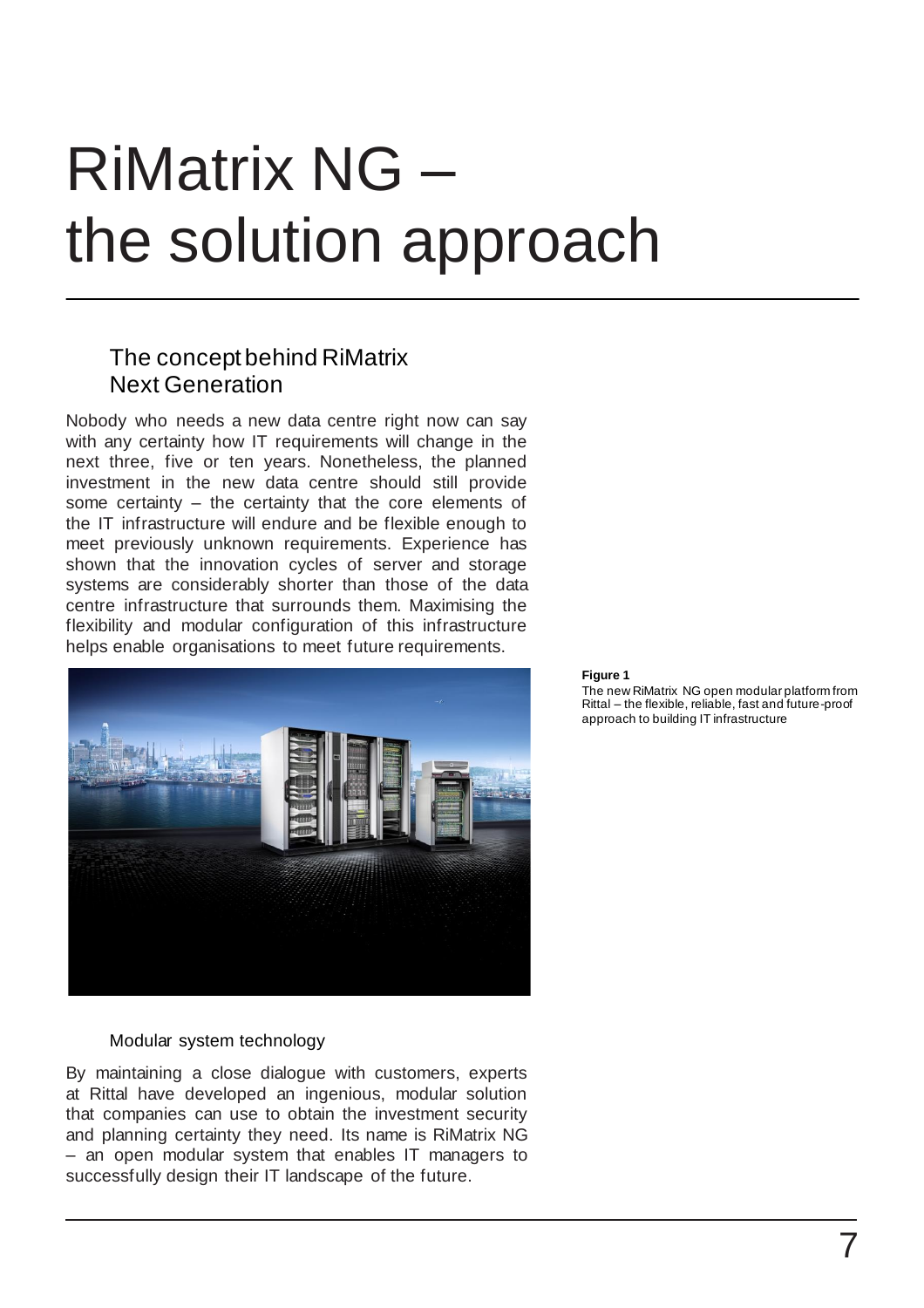# RiMatrix NG – the solution approach

## The concept behind RiMatrix Next Generation

Nobody who needs a new data centre right now can say with any certainty how IT requirements will change in the next three, five or ten years. Nonetheless, the planned investment in the new data centre should still provide some certainty – the certainty that the core elements of the IT infrastructure will endure and be flexible enough to meet previously unknown requirements. Experience has shown that the innovation cycles of server and storage systems are considerably shorter than those of the data centre infrastructure that surrounds them. Maximising the flexibility and modular configuration of this infrastructure helps enable organisations to meet future requirements.

**Figure 1**
The new RiMatrix NG open modular platform from Rittal – the flexible, reliable, fast and future-proof approach to building IT infrastructure

### Modular system technology

By maintaining a close dialogue with customers, experts at Rittal have developed an ingenious, modular solution that companies can use to obtain the investment security and planning certainty they need. Its name is RiMatrix NG – an open modular system that enables IT managers to successfully design their IT landscape of the future.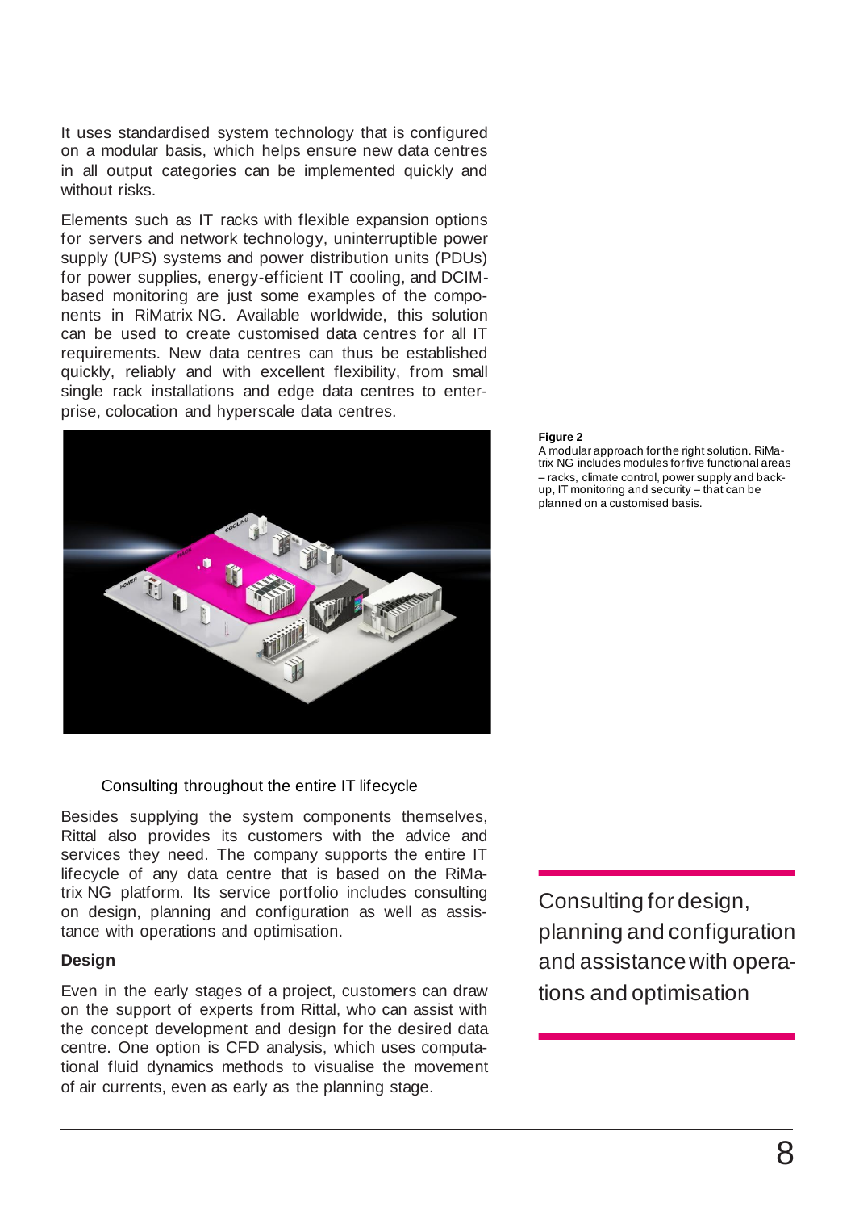It uses standardised system technology that is configured on a modular basis, which helps ensure new data centres in all output categories can be implemented quickly and without risks.

Elements such as IT racks with flexible expansion options for servers and network technology, uninterruptible power supply (UPS) systems and power distribution units (PDUs) for power supplies, energy-efficient IT cooling, and DCIM-based monitoring are just some examples of the components in RiMatrix NG. Available worldwide, this solution can be used to create customised data centres for all IT requirements. New data centres can thus be established quickly, reliably and with excellent flexibility, from small single rack installations and edge data centres to enterprise, colocation and hyperscale data centres.

**Figure 2**
A modular approach for the right solution. RiMatrix NG includes modules for five functional areas – racks, climate control, power supply and backup, IT monitoring and security – that can be planned on a customised basis.

## Consulting throughout the entire IT lifecycle

Besides supplying the system components themselves, Rittal also provides its customers with the advice and services they need. The company supports the entire IT lifecycle of any data centre that is based on the RiMatrix NG platform. Its service portfolio includes consulting on design, planning and configuration as well as assistance with operations and optimisation.

> Consulting for design, planning and configuration and assistance with operations and optimisation

### Design

Even in the early stages of a project, customers can draw on the support of experts from Rittal, who can assist with the concept development and design for the desired data centre. One option is CFD analysis, which uses computational fluid dynamics methods to visualise the movement of air currents, even as early as the planning stage.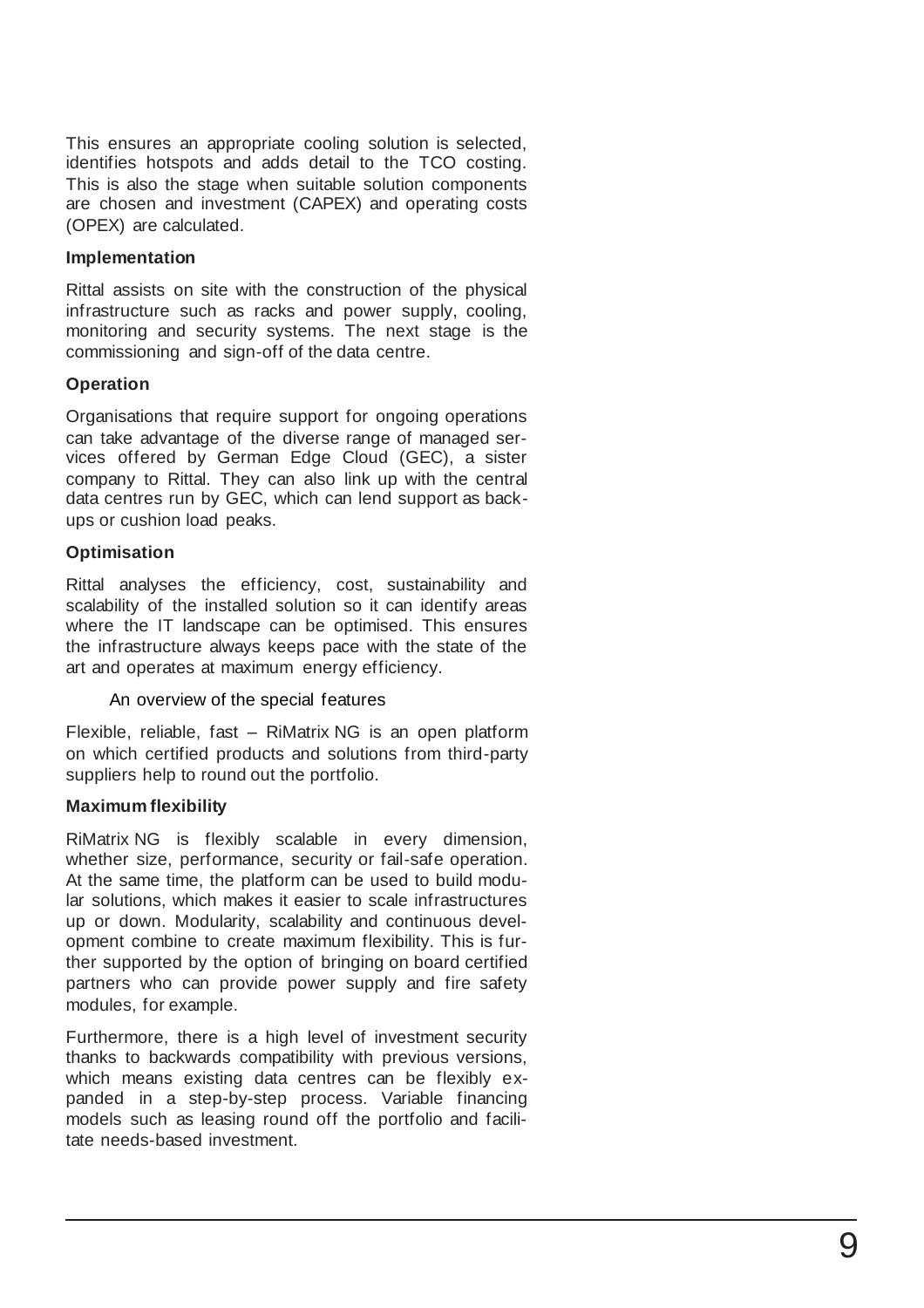This ensures an appropriate cooling solution is selected, identifies hotspots and adds detail to the TCO costing. This is also the stage when suitable solution components are chosen and investment (CAPEX) and operating costs (OPEX) are calculated.

**Implementation**

Rittal assists on site with the construction of the physical infrastructure such as racks and power supply, cooling, monitoring and security systems. The next stage is the commissioning and sign-off of the data centre.

**Operation**

Organisations that require support for ongoing operations can take advantage of the diverse range of managed services offered by German Edge Cloud (GEC), a sister company to Rittal. They can also link up with the central data centres run by GEC, which can lend support as backups or cushion load peaks.

**Optimisation**

Rittal analyses the efficiency, cost, sustainability and scalability of the installed solution so it can identify areas where the IT landscape can be optimised. This ensures the infrastructure always keeps pace with the state of the art and operates at maximum energy efficiency.

## An overview of the special features

Flexible, reliable, fast – RiMatrix NG is an open platform on which certified products and solutions from third-party suppliers help to round out the portfolio.

**Maximum flexibility**

RiMatrix NG is flexibly scalable in every dimension, whether size, performance, security or fail-safe operation. At the same time, the platform can be used to build modular solutions, which makes it easier to scale infrastructures up or down. Modularity, scalability and continuous development combine to create maximum flexibility. This is further supported by the option of bringing on board certified partners who can provide power supply and fire safety modules, for example.

Furthermore, there is a high level of investment security thanks to backwards compatibility with previous versions, which means existing data centres can be flexibly expanded in a step-by-step process. Variable financing models such as leasing round off the portfolio and facilitate needs-based investment.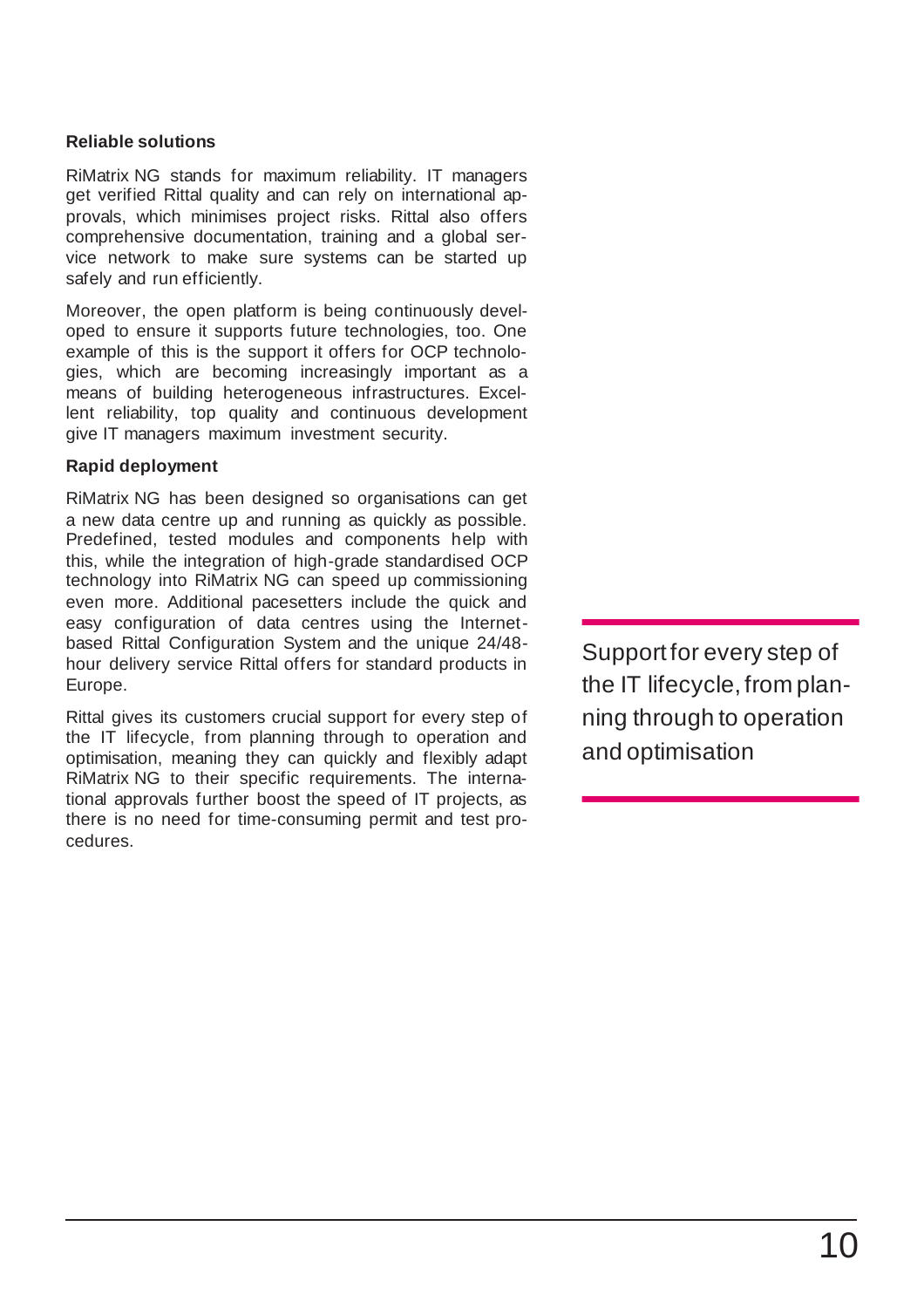### Reliable solutions

RiMatrix NG stands for maximum reliability. IT managers get verified Rittal quality and can rely on international approvals, which minimises project risks. Rittal also offers comprehensive documentation, training and a global service network to make sure systems can be started up safely and run efficiently.

Moreover, the open platform is being continuously developed to ensure it supports future technologies, too. One example of this is the support it offers for OCP technologies, which are becoming increasingly important as a means of building heterogeneous infrastructures. Excellent reliability, top quality and continuous development give IT managers maximum investment security.

### Rapid deployment

RiMatrix NG has been designed so organisations can get a new data centre up and running as quickly as possible. Predefined, tested modules and components help with this, while the integration of high-grade standardised OCP technology into RiMatrix NG can speed up commissioning even more. Additional pacesetters include the quick and easy configuration of data centres using the Internet-based Rittal Configuration System and the unique 24/48-hour delivery service Rittal offers for standard products in Europe.

Rittal gives its customers crucial support for every step of the IT lifecycle, from planning through to operation and optimisation, meaning they can quickly and flexibly adapt RiMatrix NG to their specific requirements. The international approvals further boost the speed of IT projects, as there is no need for time-consuming permit and test procedures.

> Support for every step of the IT lifecycle, from planning through to operation and optimisation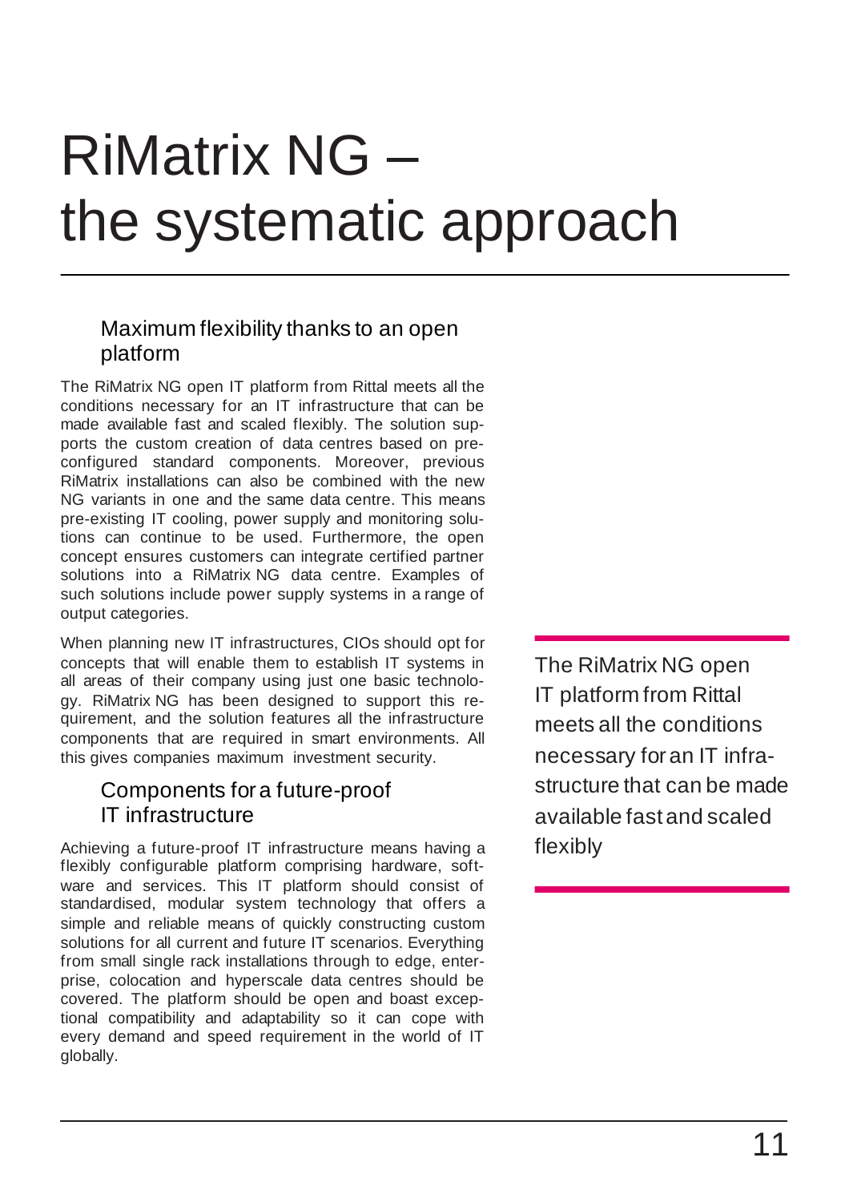# RiMatrix NG – the systematic approach

## Maximum flexibility thanks to an open platform

The RiMatrix NG open IT platform from Rittal meets all the conditions necessary for an IT infrastructure that can be made available fast and scaled flexibly. The solution supports the custom creation of data centres based on preconfigured standard components. Moreover, previous RiMatrix installations can also be combined with the new NG variants in one and the same data centre. This means pre-existing IT cooling, power supply and monitoring solutions can continue to be used. Furthermore, the open concept ensures customers can integrate certified partner solutions into a RiMatrix NG data centre. Examples of such solutions include power supply systems in a range of output categories.

When planning new IT infrastructures, CIOs should opt for concepts that will enable them to establish IT systems in all areas of their company using just one basic technology. RiMatrix NG has been designed to support this requirement, and the solution features all the infrastructure components that are required in smart environments. All this gives companies maximum investment security.

## Components for a future-proof IT infrastructure

Achieving a future-proof IT infrastructure means having a flexibly configurable platform comprising hardware, software and services. This IT platform should consist of standardised, modular system technology that offers a simple and reliable means of quickly constructing custom solutions for all current and future IT scenarios. Everything from small single rack installations through to edge, enterprise, colocation and hyperscale data centres should be covered. The platform should be open and boast exceptional compatibility and adaptability so it can cope with every demand and speed requirement in the world of IT globally.

> The RiMatrix NG open IT platform from Rittal meets all the conditions necessary for an IT infrastructure that can be made available fast and scaled flexibly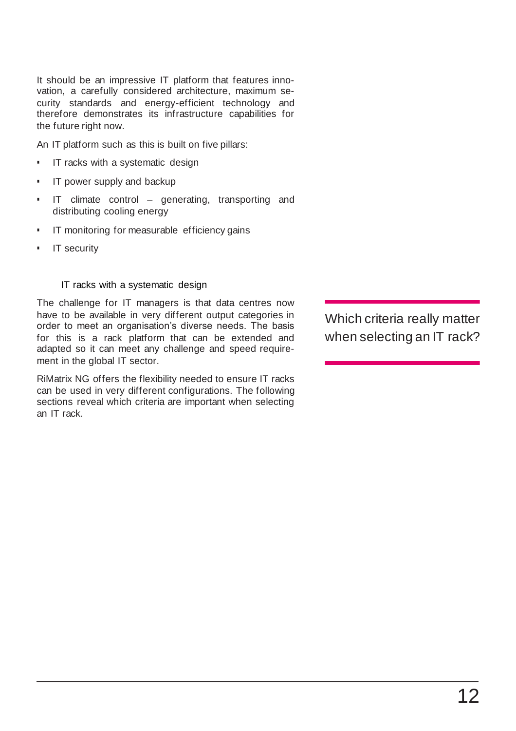It should be an impressive IT platform that features innovation, a carefully considered architecture, maximum security standards and energy-efficient technology and therefore demonstrates its infrastructure capabilities for the future right now.

An IT platform such as this is built on five pillars:

- IT racks with a systematic design
- IT power supply and backup
- IT climate control – generating, transporting and distributing cooling energy
- IT monitoring for measurable efficiency gains
- IT security

### IT racks with a systematic design

The challenge for IT managers is that data centres now have to be available in very different output categories in order to meet an organisation's diverse needs. The basis for this is a rack platform that can be extended and adapted so it can meet any challenge and speed requirement in the global IT sector.

RiMatrix NG offers the flexibility needed to ensure IT racks can be used in very different configurations. The following sections reveal which criteria are important when selecting an IT rack.

> Which criteria really matter when selecting an IT rack?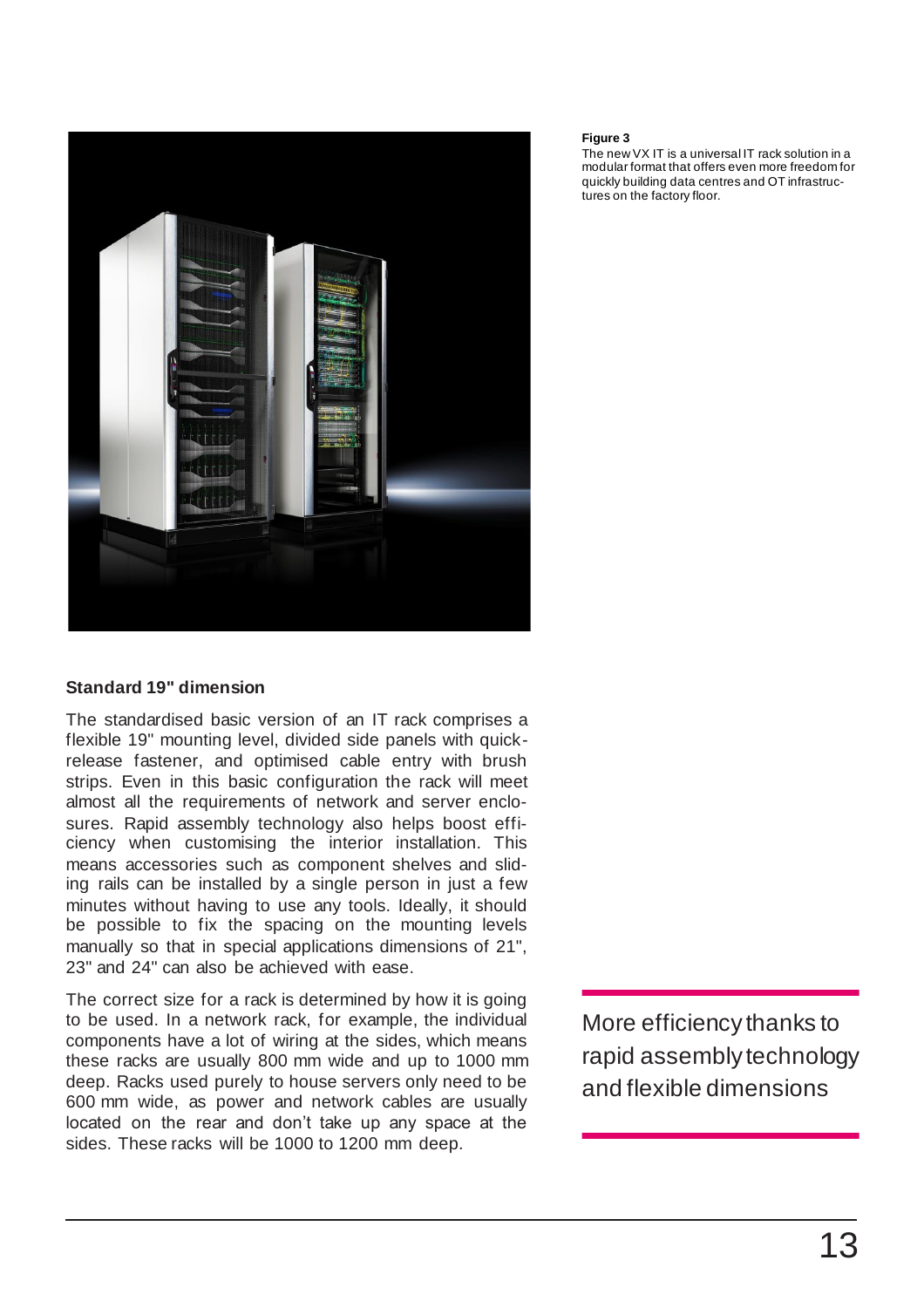**Figure 3**
The new VX IT is a universal IT rack solution in a modular format that offers even more freedom for quickly building data centres and OT infrastructures on the factory floor.

### Standard 19" dimension

The standardised basic version of an IT rack comprises a flexible 19" mounting level, divided side panels with quick-release fastener, and optimised cable entry with brush strips. Even in this basic configuration the rack will meet almost all the requirements of network and server enclosures. Rapid assembly technology also helps boost efficiency when customising the interior installation. This means accessories such as component shelves and sliding rails can be installed by a single person in just a few minutes without having to use any tools. Ideally, it should be possible to fix the spacing on the mounting levels manually so that in special applications dimensions of 21", 23" and 24" can also be achieved with ease.

The correct size for a rack is determined by how it is going to be used. In a network rack, for example, the individual components have a lot of wiring at the sides, which means these racks are usually 800 mm wide and up to 1000 mm deep. Racks used purely to house servers only need to be 600 mm wide, as power and network cables are usually located on the rear and don't take up any space at the sides. These racks will be 1000 to 1200 mm deep.

More efficiency thanks to rapid assembly technology and flexible dimensions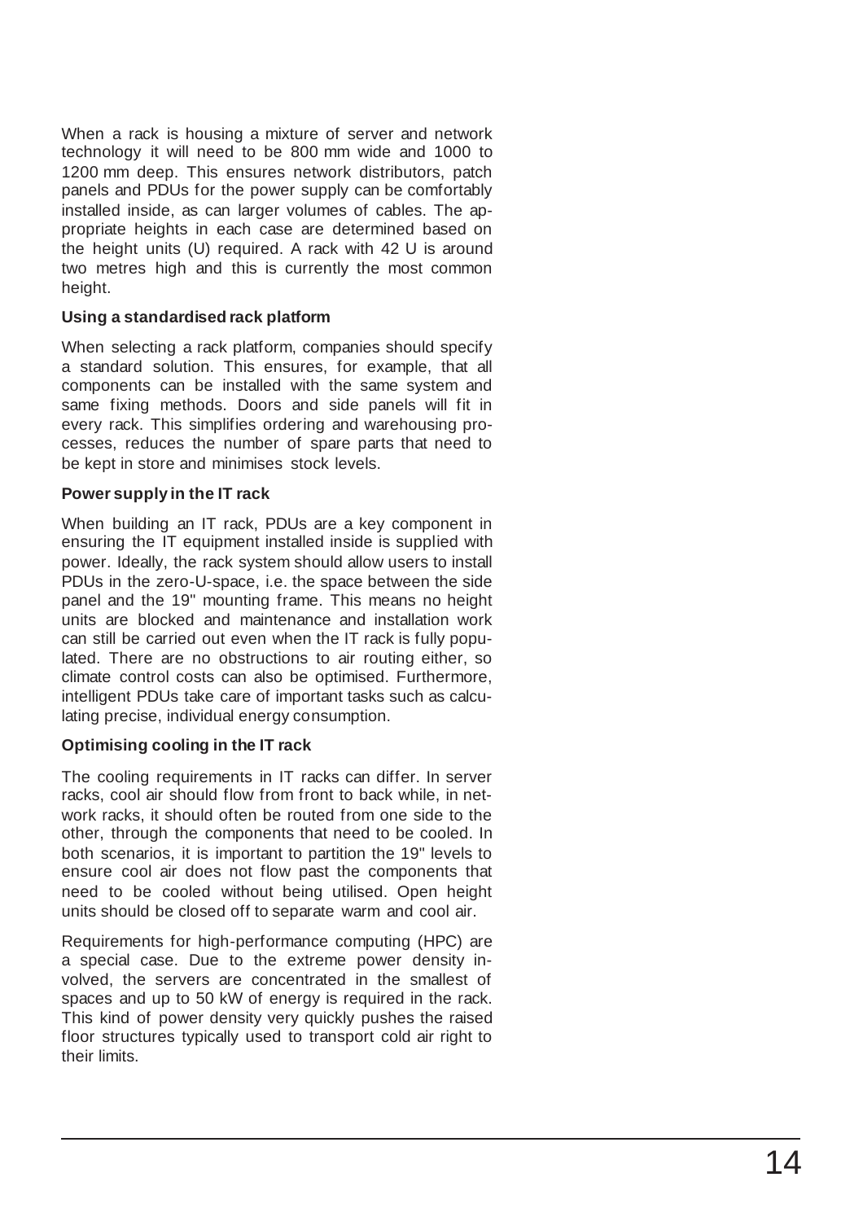When a rack is housing a mixture of server and network technology it will need to be 800 mm wide and 1000 to 1200 mm deep. This ensures network distributors, patch panels and PDUs for the power supply can be comfortably installed inside, as can larger volumes of cables. The appropriate heights in each case are determined based on the height units (U) required. A rack with 42 U is around two metres high and this is currently the most common height.

**Using a standardised rack platform**

When selecting a rack platform, companies should specify a standard solution. This ensures, for example, that all components can be installed with the same system and same fixing methods. Doors and side panels will fit in every rack. This simplifies ordering and warehousing processes, reduces the number of spare parts that need to be kept in store and minimises stock levels.

**Power supply in the IT rack**

When building an IT rack, PDUs are a key component in ensuring the IT equipment installed inside is supplied with power. Ideally, the rack system should allow users to install PDUs in the zero-U-space, i.e. the space between the side panel and the 19" mounting frame. This means no height units are blocked and maintenance and installation work can still be carried out even when the IT rack is fully populated. There are no obstructions to air routing either, so climate control costs can also be optimised. Furthermore, intelligent PDUs take care of important tasks such as calculating precise, individual energy consumption.

**Optimising cooling in the IT rack**

The cooling requirements in IT racks can differ. In server racks, cool air should flow from front to back while, in network racks, it should often be routed from one side to the other, through the components that need to be cooled. In both scenarios, it is important to partition the 19" levels to ensure cool air does not flow past the components that need to be cooled without being utilised. Open height units should be closed off to separate warm and cool air.

Requirements for high-performance computing (HPC) are a special case. Due to the extreme power density involved, the servers are concentrated in the smallest of spaces and up to 50 kW of energy is required in the rack. This kind of power density very quickly pushes the raised floor structures typically used to transport cold air right to their limits.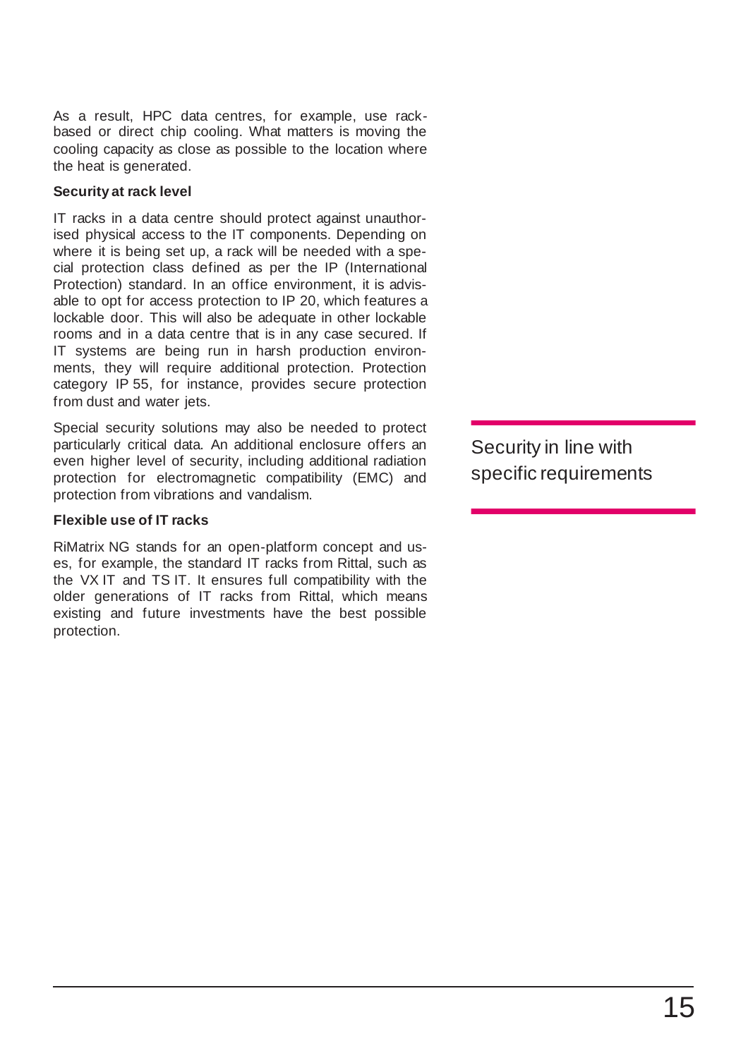As a result, HPC data centres, for example, use rack-based or direct chip cooling. What matters is moving the cooling capacity as close as possible to the location where the heat is generated.

**Security at rack level**

IT racks in a data centre should protect against unauthorised physical access to the IT components. Depending on where it is being set up, a rack will be needed with a special protection class defined as per the IP (International Protection) standard. In an office environment, it is advisable to opt for access protection to IP 20, which features a lockable door. This will also be adequate in other lockable rooms and in a data centre that is in any case secured. If IT systems are being run in harsh production environments, they will require additional protection. Protection category IP 55, for instance, provides secure protection from dust and water jets.

Special security solutions may also be needed to protect particularly critical data. An additional enclosure offers an even higher level of security, including additional radiation protection for electromagnetic compatibility (EMC) and protection from vibrations and vandalism.

> Security in line with specific requirements

**Flexible use of IT racks**

RiMatrix NG stands for an open-platform concept and uses, for example, the standard IT racks from Rittal, such as the VX IT and TS IT. It ensures full compatibility with the older generations of IT racks from Rittal, which means existing and future investments have the best possible protection.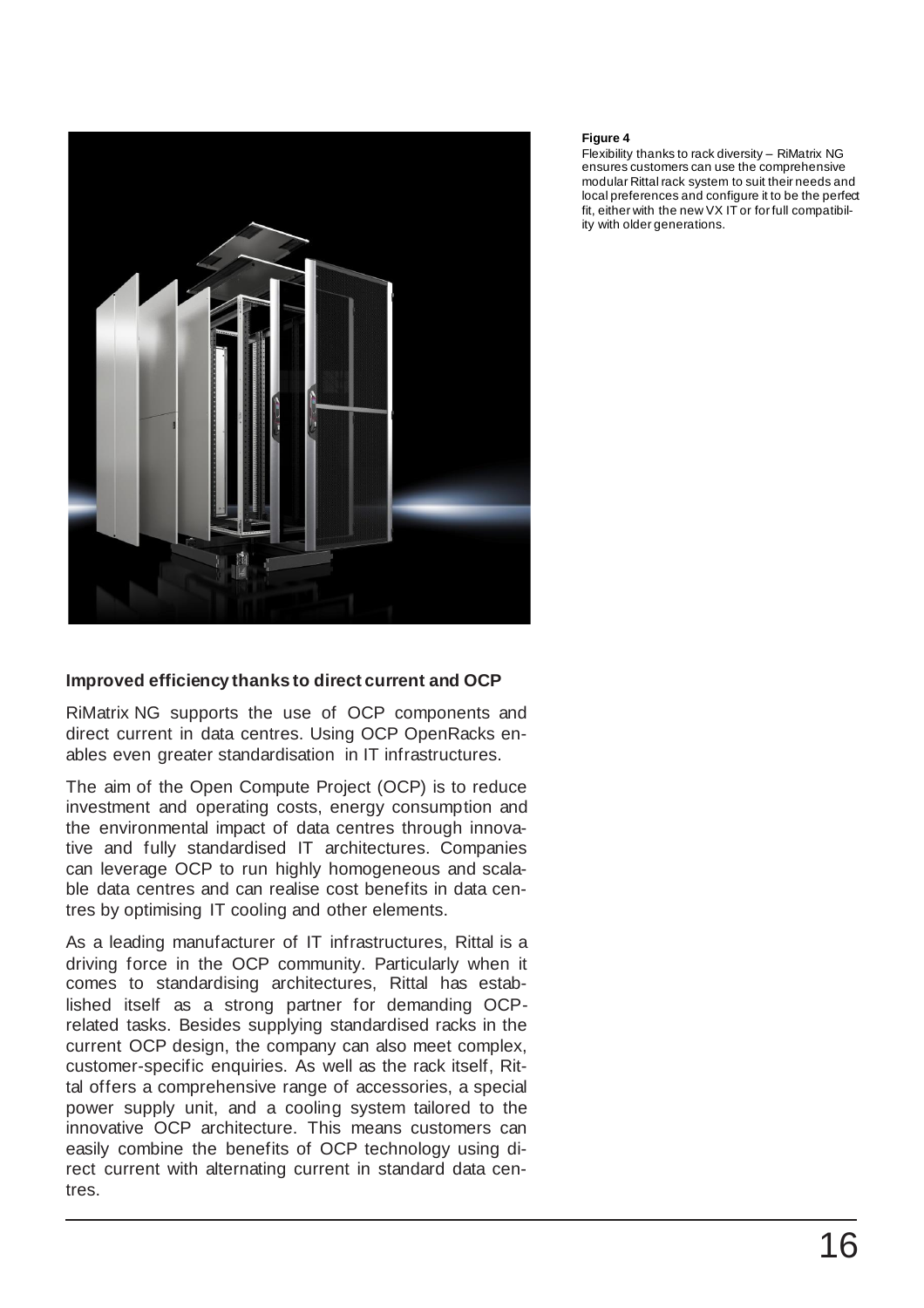**Figure 4**
Flexibility thanks to rack diversity – RiMatrix NG ensures customers can use the comprehensive modular Rittal rack system to suit their needs and local preferences and configure it to be the perfect fit, either with the new VX IT or for full compatibility with older generations.

### Improved efficiency thanks to direct current and OCP

RiMatrix NG supports the use of OCP components and direct current in data centres. Using OCP OpenRacks enables even greater standardisation in IT infrastructures.

The aim of the Open Compute Project (OCP) is to reduce investment and operating costs, energy consumption and the environmental impact of data centres through innovative and fully standardised IT architectures. Companies can leverage OCP to run highly homogeneous and scalable data centres and can realise cost benefits in data centres by optimising IT cooling and other elements.

As a leading manufacturer of IT infrastructures, Rittal is a driving force in the OCP community. Particularly when it comes to standardising architectures, Rittal has established itself as a strong partner for demanding OCP-related tasks. Besides supplying standardised racks in the current OCP design, the company can also meet complex, customer-specific enquiries. As well as the rack itself, Rittal offers a comprehensive range of accessories, a special power supply unit, and a cooling system tailored to the innovative OCP architecture. This means customers can easily combine the benefits of OCP technology using direct current with alternating current in standard data centres.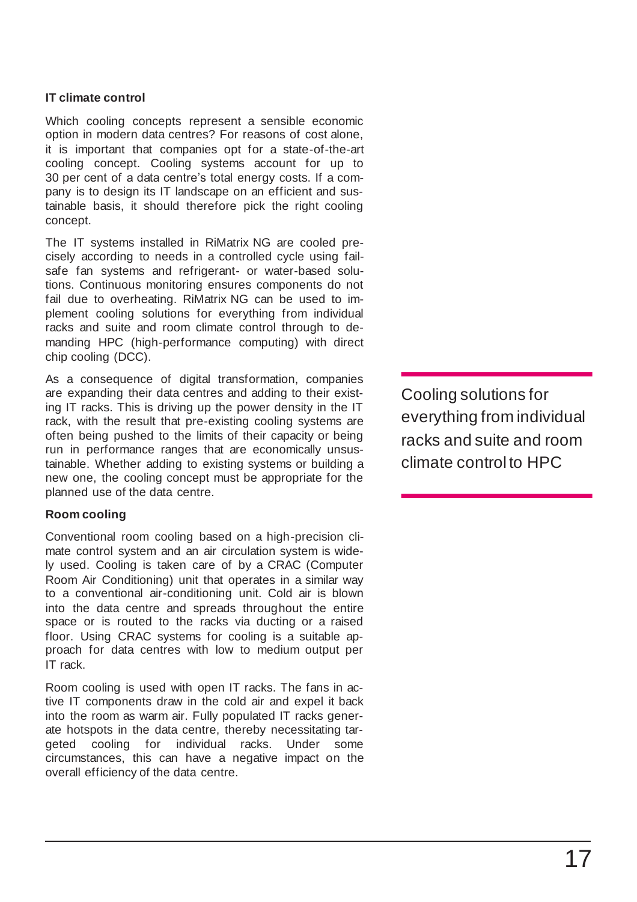### IT climate control

Which cooling concepts represent a sensible economic option in modern data centres? For reasons of cost alone, it is important that companies opt for a state-of-the-art cooling concept. Cooling systems account for up to 30 per cent of a data centre's total energy costs. If a company is to design its IT landscape on an efficient and sustainable basis, it should therefore pick the right cooling concept.

The IT systems installed in RiMatrix NG are cooled precisely according to needs in a controlled cycle using fail-safe fan systems and refrigerant- or water-based solutions. Continuous monitoring ensures components do not fail due to overheating. RiMatrix NG can be used to implement cooling solutions for everything from individual racks and suite and room climate control through to demanding HPC (high-performance computing) with direct chip cooling (DCC).

As a consequence of digital transformation, companies are expanding their data centres and adding to their existing IT racks. This is driving up the power density in the IT rack, with the result that pre-existing cooling systems are often being pushed to the limits of their capacity or being run in performance ranges that are economically unsustainable. Whether adding to existing systems or building a new one, the cooling concept must be appropriate for the planned use of the data centre.

> Cooling solutions for everything from individual racks and suite and room climate control to HPC

### Room cooling

Conventional room cooling based on a high-precision climate control system and an air circulation system is widely used. Cooling is taken care of by a CRAC (Computer Room Air Conditioning) unit that operates in a similar way to a conventional air-conditioning unit. Cold air is blown into the data centre and spreads throughout the entire space or is routed to the racks via ducting or a raised floor. Using CRAC systems for cooling is a suitable approach for data centres with low to medium output per IT rack.

Room cooling is used with open IT racks. The fans in active IT components draw in the cold air and expel it back into the room as warm air. Fully populated IT racks generate hotspots in the data centre, thereby necessitating targeted cooling for individual racks. Under some circumstances, this can have a negative impact on the overall efficiency of the data centre.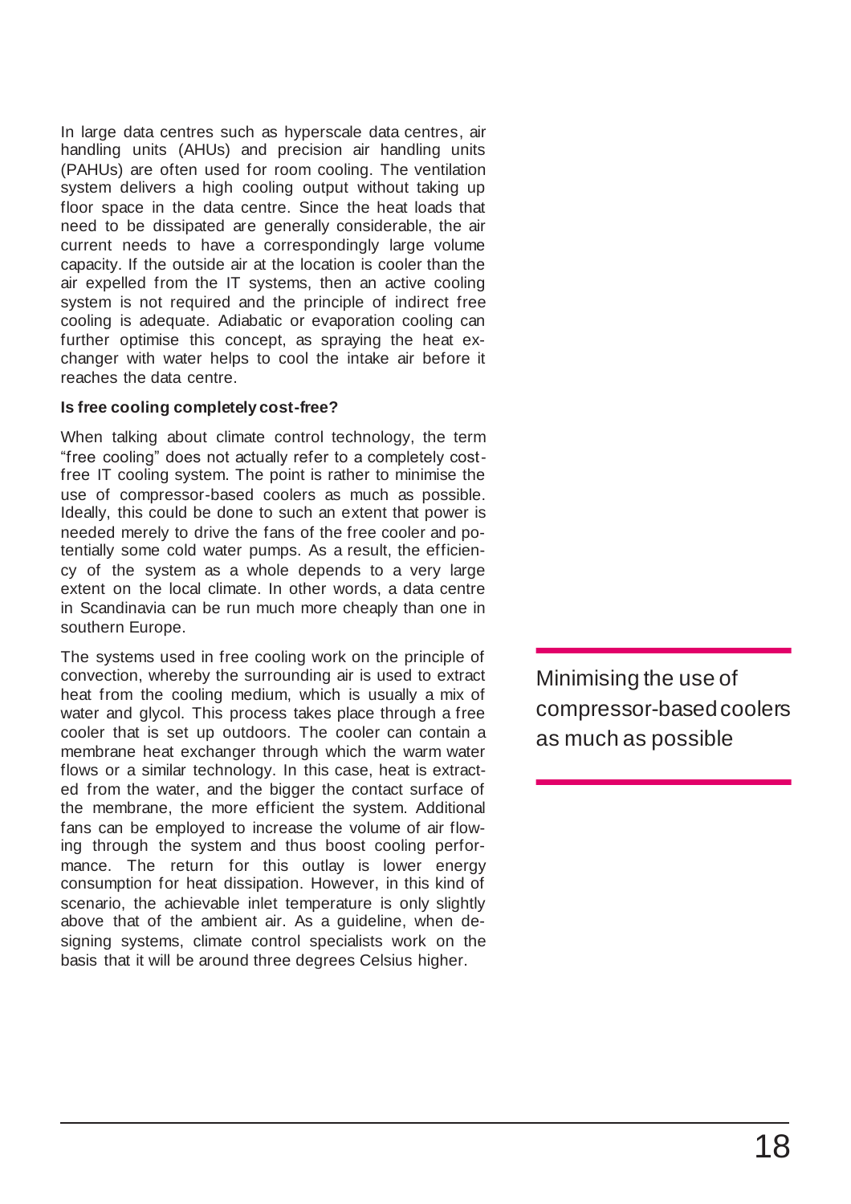In large data centres such as hyperscale data centres, air handling units (AHUs) and precision air handling units (PAHUs) are often used for room cooling. The ventilation system delivers a high cooling output without taking up floor space in the data centre. Since the heat loads that need to be dissipated are generally considerable, the air current needs to have a correspondingly large volume capacity. If the outside air at the location is cooler than the air expelled from the IT systems, then an active cooling system is not required and the principle of indirect free cooling is adequate. Adiabatic or evaporation cooling can further optimise this concept, as spraying the heat exchanger with water helps to cool the intake air before it reaches the data centre.

**Is free cooling completely cost-free?**

When talking about climate control technology, the term "free cooling" does not actually refer to a completely cost-free IT cooling system. The point is rather to minimise the use of compressor-based coolers as much as possible. Ideally, this could be done to such an extent that power is needed merely to drive the fans of the free cooler and potentially some cold water pumps. As a result, the efficiency of the system as a whole depends to a very large extent on the local climate. In other words, a data centre in Scandinavia can be run much more cheaply than one in southern Europe.

The systems used in free cooling work on the principle of convection, whereby the surrounding air is used to extract heat from the cooling medium, which is usually a mix of water and glycol. This process takes place through a free cooler that is set up outdoors. The cooler can contain a membrane heat exchanger through which the warm water flows or a similar technology. In this case, heat is extracted from the water, and the bigger the contact surface of the membrane, the more efficient the system. Additional fans can be employed to increase the volume of air flowing through the system and thus boost cooling performance. The return for this outlay is lower energy consumption for heat dissipation. However, in this kind of scenario, the achievable inlet temperature is only slightly above that of the ambient air. As a guideline, when designing systems, climate control specialists work on the basis that it will be around three degrees Celsius higher.

> Minimising the use of compressor-based coolers as much as possible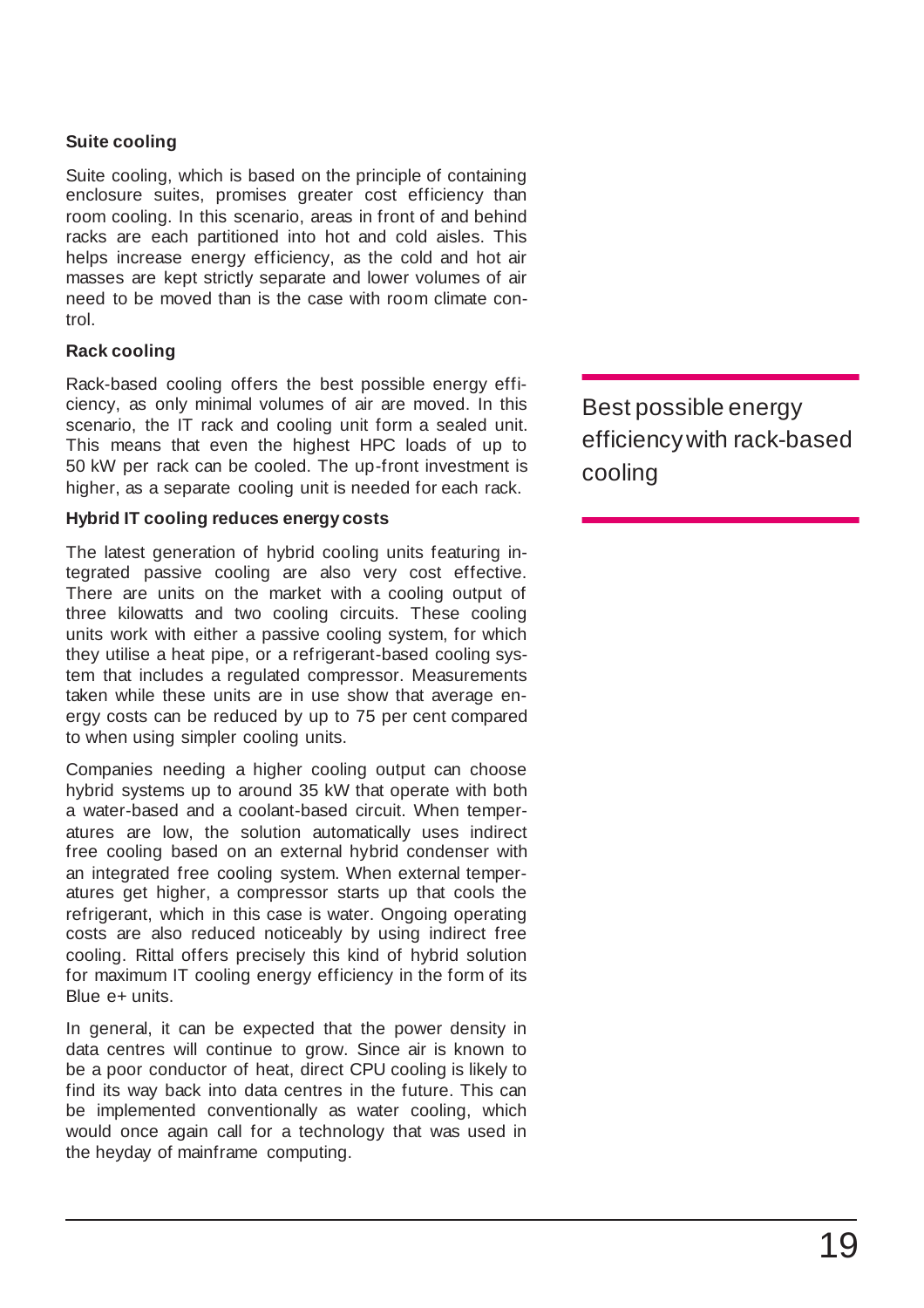### Suite cooling

Suite cooling, which is based on the principle of containing enclosure suites, promises greater cost efficiency than room cooling. In this scenario, areas in front of and behind racks are each partitioned into hot and cold aisles. This helps increase energy efficiency, as the cold and hot air masses are kept strictly separate and lower volumes of air need to be moved than is the case with room climate control.

### Rack cooling

Rack-based cooling offers the best possible energy efficiency, as only minimal volumes of air are moved. In this scenario, the IT rack and cooling unit form a sealed unit. This means that even the highest HPC loads of up to 50 kW per rack can be cooled. The up-front investment is higher, as a separate cooling unit is needed for each rack.

> Best possible energy efficiency with rack-based cooling

### Hybrid IT cooling reduces energy costs

The latest generation of hybrid cooling units featuring integrated passive cooling are also very cost effective. There are units on the market with a cooling output of three kilowatts and two cooling circuits. These cooling units work with either a passive cooling system, for which they utilise a heat pipe, or a refrigerant-based cooling system that includes a regulated compressor. Measurements taken while these units are in use show that average energy costs can be reduced by up to 75 per cent compared to when using simpler cooling units.

Companies needing a higher cooling output can choose hybrid systems up to around 35 kW that operate with both a water-based and a coolant-based circuit. When temperatures are low, the solution automatically uses indirect free cooling based on an external hybrid condenser with an integrated free cooling system. When external temperatures get higher, a compressor starts up that cools the refrigerant, which in this case is water. Ongoing operating costs are also reduced noticeably by using indirect free cooling. Rittal offers precisely this kind of hybrid solution for maximum IT cooling energy efficiency in the form of its Blue e+ units.

In general, it can be expected that the power density in data centres will continue to grow. Since air is known to be a poor conductor of heat, direct CPU cooling is likely to find its way back into data centres in the future. This can be implemented conventionally as water cooling, which would once again call for a technology that was used in the heyday of mainframe computing.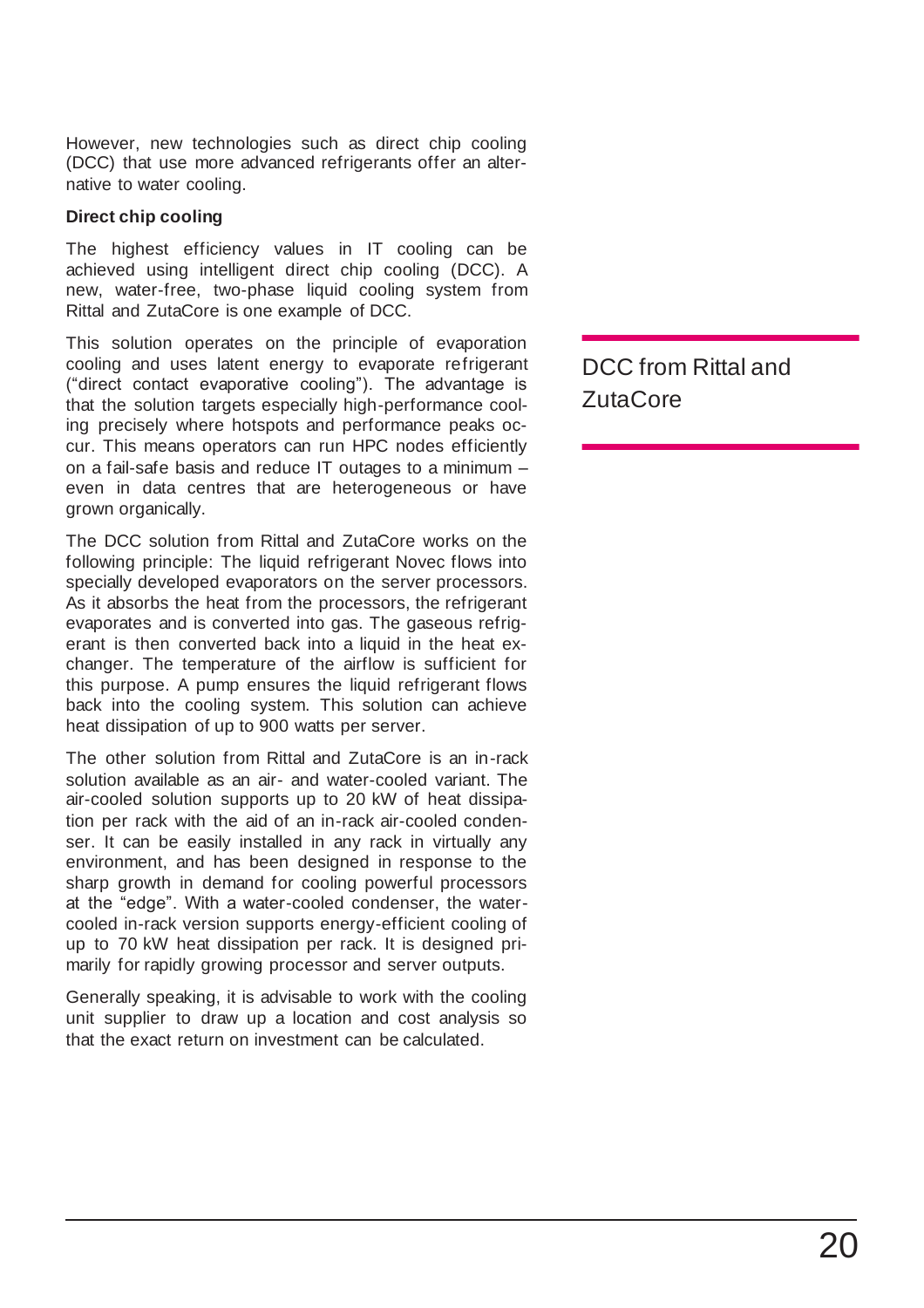However, new technologies such as direct chip cooling (DCC) that use more advanced refrigerants offer an alternative to water cooling.

**Direct chip cooling**

The highest efficiency values in IT cooling can be achieved using intelligent direct chip cooling (DCC). A new, water-free, two-phase liquid cooling system from Rittal and ZutaCore is one example of DCC.

## DCC from Rittal and ZutaCore

This solution operates on the principle of evaporation cooling and uses latent energy to evaporate refrigerant ("direct contact evaporative cooling"). The advantage is that the solution targets especially high-performance cooling precisely where hotspots and performance peaks occur. This means operators can run HPC nodes efficiently on a fail-safe basis and reduce IT outages to a minimum – even in data centres that are heterogeneous or have grown organically.

The DCC solution from Rittal and ZutaCore works on the following principle: The liquid refrigerant Novec flows into specially developed evaporators on the server processors. As it absorbs the heat from the processors, the refrigerant evaporates and is converted into gas. The gaseous refrigerant is then converted back into a liquid in the heat exchanger. The temperature of the airflow is sufficient for this purpose. A pump ensures the liquid refrigerant flows back into the cooling system. This solution can achieve heat dissipation of up to 900 watts per server.

The other solution from Rittal and ZutaCore is an in-rack solution available as an air- and water-cooled variant. The air-cooled solution supports up to 20 kW of heat dissipation per rack with the aid of an in-rack air-cooled condenser. It can be easily installed in any rack in virtually any environment, and has been designed in response to the sharp growth in demand for cooling powerful processors at the "edge". With a water-cooled condenser, the water-cooled in-rack version supports energy-efficient cooling of up to 70 kW heat dissipation per rack. It is designed primarily for rapidly growing processor and server outputs.

Generally speaking, it is advisable to work with the cooling unit supplier to draw up a location and cost analysis so that the exact return on investment can be calculated.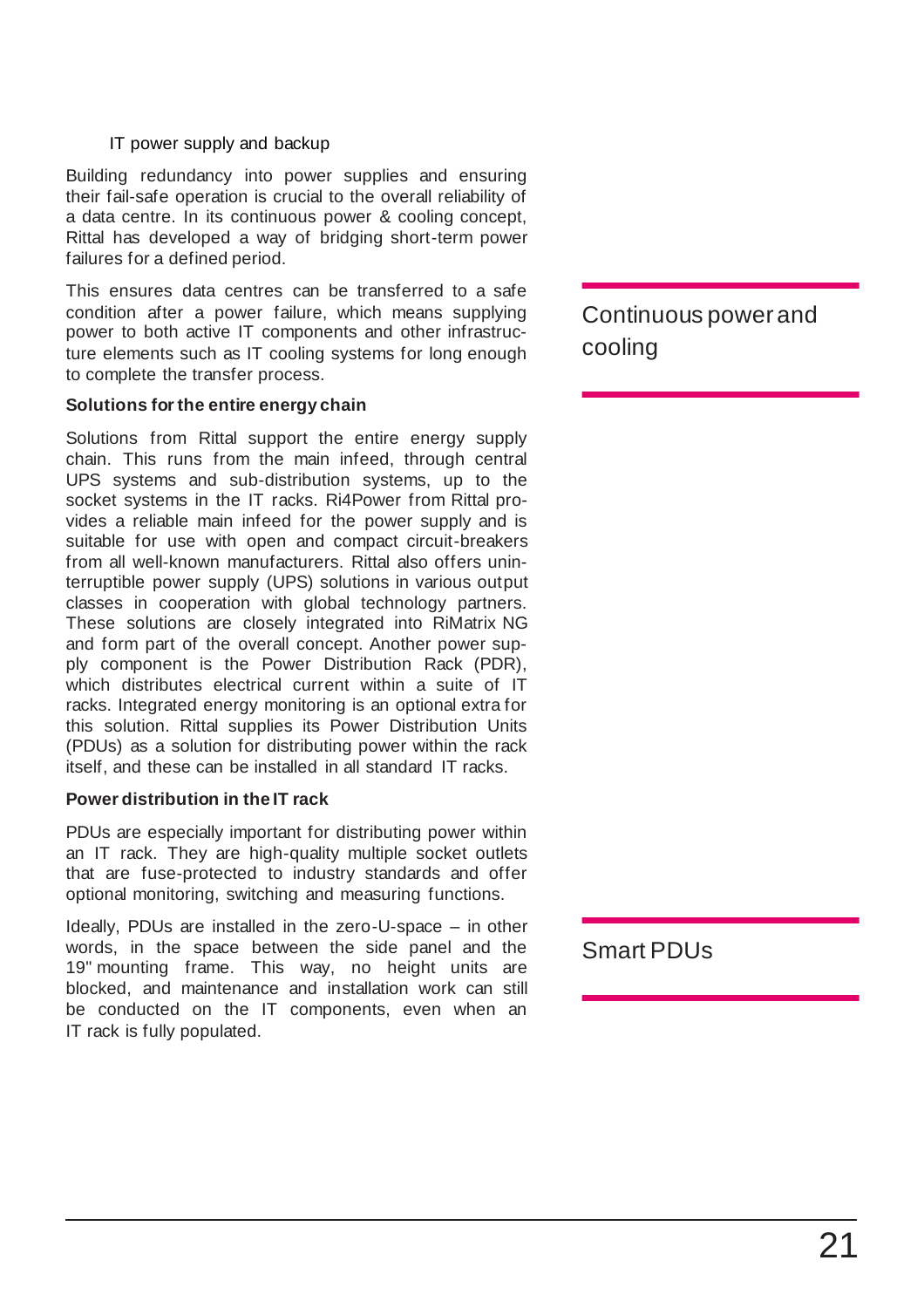IT power supply and backup

Building redundancy into power supplies and ensuring their fail-safe operation is crucial to the overall reliability of a data centre. In its continuous power & cooling concept, Rittal has developed a way of bridging short-term power failures for a defined period.

## Continuous power and cooling

This ensures data centres can be transferred to a safe condition after a power failure, which means supplying power to both active IT components and other infrastructure elements such as IT cooling systems for long enough to complete the transfer process.

### Solutions for the entire energy chain

Solutions from Rittal support the entire energy supply chain. This runs from the main infeed, through central UPS systems and sub-distribution systems, up to the socket systems in the IT racks. Ri4Power from Rittal provides a reliable main infeed for the power supply and is suitable for use with open and compact circuit-breakers from all well-known manufacturers. Rittal also offers uninterruptible power supply (UPS) solutions in various output classes in cooperation with global technology partners. These solutions are closely integrated into RiMatrix NG and form part of the overall concept. Another power supply component is the Power Distribution Rack (PDR), which distributes electrical current within a suite of IT racks. Integrated energy monitoring is an optional extra for this solution. Rittal supplies its Power Distribution Units (PDUs) as a solution for distributing power within the rack itself, and these can be installed in all standard IT racks.

### Power distribution in the IT rack

PDUs are especially important for distributing power within an IT rack. They are high-quality multiple socket outlets that are fuse-protected to industry standards and offer optional monitoring, switching and measuring functions.

## Smart PDUs

Ideally, PDUs are installed in the zero-U-space – in other words, in the space between the side panel and the 19" mounting frame. This way, no height units are blocked, and maintenance and installation work can still be conducted on the IT components, even when an IT rack is fully populated.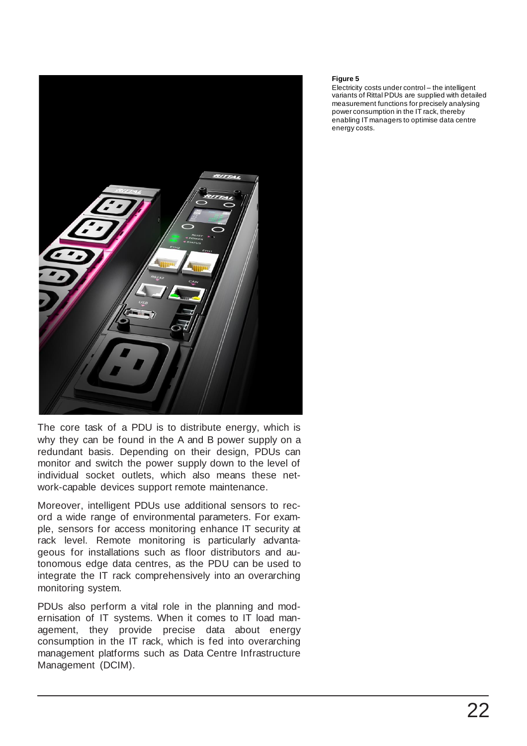**Figure 5**

Electricity costs under control – the intelligent variants of Rittal PDUs are supplied with detailed measurement functions for precisely analysing power consumption in the IT rack, thereby enabling IT managers to optimise data centre energy costs.

The core task of a PDU is to distribute energy, which is why they can be found in the A and B power supply on a redundant basis. Depending on their design, PDUs can monitor and switch the power supply down to the level of individual socket outlets, which also means these network-capable devices support remote maintenance.

Moreover, intelligent PDUs use additional sensors to record a wide range of environmental parameters. For example, sensors for access monitoring enhance IT security at rack level. Remote monitoring is particularly advantageous for installations such as floor distributors and autonomous edge data centres, as the PDU can be used to integrate the IT rack comprehensively into an overarching monitoring system.

PDUs also perform a vital role in the planning and modernisation of IT systems. When it comes to IT load management, they provide precise data about energy consumption in the IT rack, which is fed into overarching management platforms such as Data Centre Infrastructure Management (DCIM).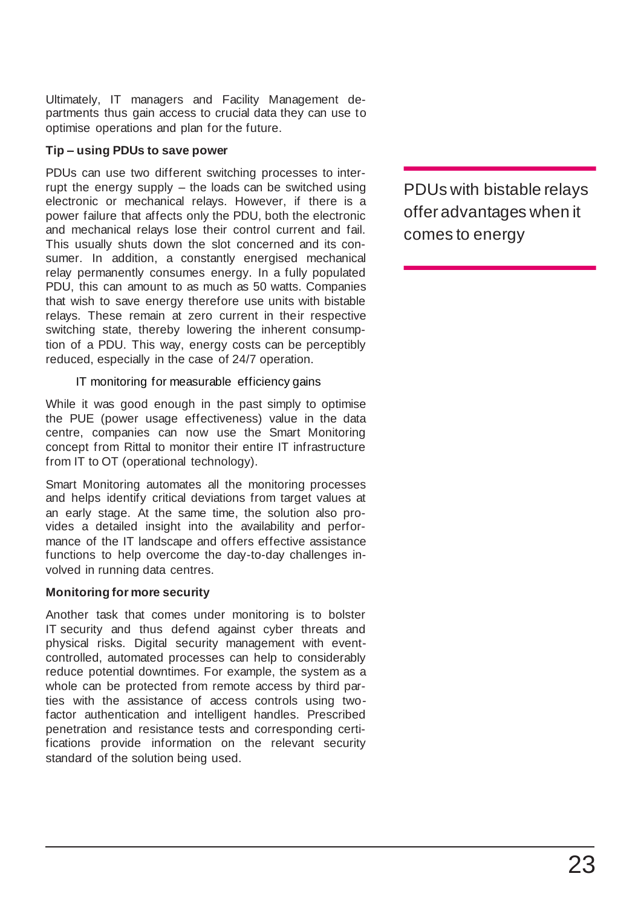Ultimately, IT managers and Facility Management departments thus gain access to crucial data they can use to optimise operations and plan for the future.

**Tip – using PDUs to save power**

PDUs can use two different switching processes to interrupt the energy supply – the loads can be switched using electronic or mechanical relays. However, if there is a power failure that affects only the PDU, both the electronic and mechanical relays lose their control current and fail. This usually shuts down the slot concerned and its consumer. In addition, a constantly energised mechanical relay permanently consumes energy. In a fully populated PDU, this can amount to as much as 50 watts. Companies that wish to save energy therefore use units with bistable relays. These remain at zero current in their respective switching state, thereby lowering the inherent consumption of a PDU. This way, energy costs can be perceptibly reduced, especially in the case of 24/7 operation.

PDUs with bistable relays offer advantages when it comes to energy

IT monitoring for measurable efficiency gains

While it was good enough in the past simply to optimise the PUE (power usage effectiveness) value in the data centre, companies can now use the Smart Monitoring concept from Rittal to monitor their entire IT infrastructure from IT to OT (operational technology).

Smart Monitoring automates all the monitoring processes and helps identify critical deviations from target values at an early stage. At the same time, the solution also provides a detailed insight into the availability and performance of the IT landscape and offers effective assistance functions to help overcome the day-to-day challenges involved in running data centres.

**Monitoring for more security**

Another task that comes under monitoring is to bolster IT security and thus defend against cyber threats and physical risks. Digital security management with event-controlled, automated processes can help to considerably reduce potential downtimes. For example, the system as a whole can be protected from remote access by third parties with the assistance of access controls using two-factor authentication and intelligent handles. Prescribed penetration and resistance tests and corresponding certifications provide information on the relevant security standard of the solution being used.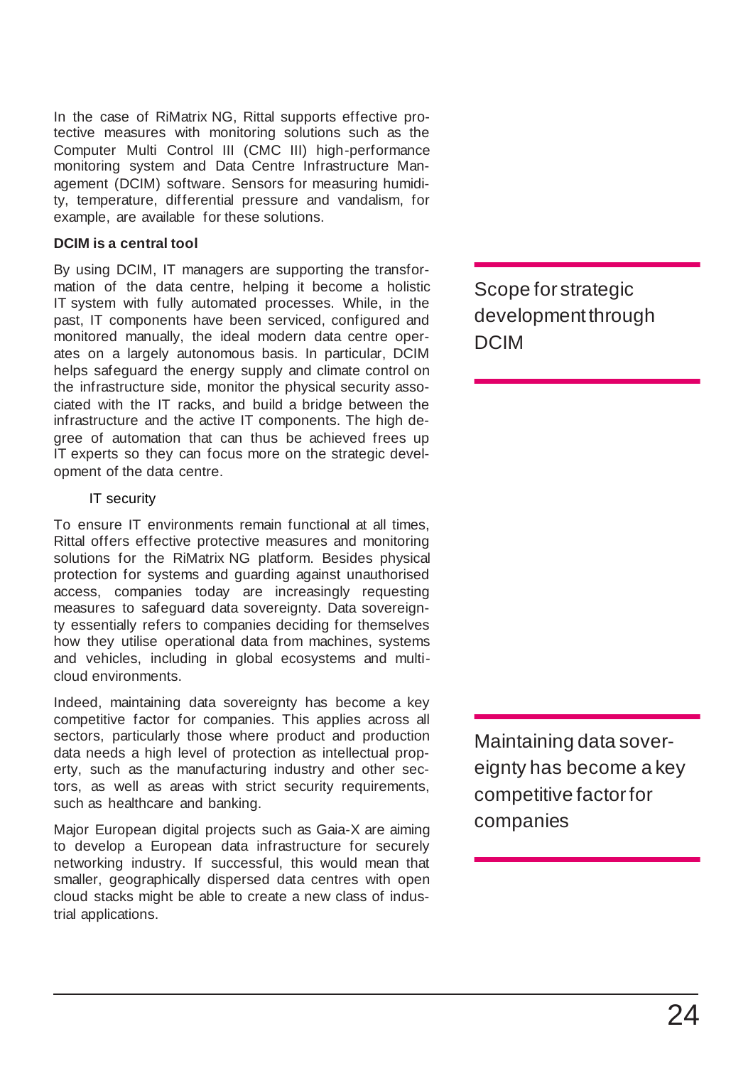In the case of RiMatrix NG, Rittal supports effective protective measures with monitoring solutions such as the Computer Multi Control III (CMC III) high-performance monitoring system and Data Centre Infrastructure Management (DCIM) software. Sensors for measuring humidity, temperature, differential pressure and vandalism, for example, are available for these solutions.

**DCIM is a central tool**

By using DCIM, IT managers are supporting the transformation of the data centre, helping it become a holistic IT system with fully automated processes. While, in the past, IT components have been serviced, configured and monitored manually, the ideal modern data centre operates on a largely autonomous basis. In particular, DCIM helps safeguard the energy supply and climate control on the infrastructure side, monitor the physical security associated with the IT racks, and build a bridge between the infrastructure and the active IT components. The high degree of automation that can thus be achieved frees up IT experts so they can focus more on the strategic development of the data centre.

> Scope for strategic development through DCIM

IT security

To ensure IT environments remain functional at all times, Rittal offers effective protective measures and monitoring solutions for the RiMatrix NG platform. Besides physical protection for systems and guarding against unauthorised access, companies today are increasingly requesting measures to safeguard data sovereignty. Data sovereignty essentially refers to companies deciding for themselves how they utilise operational data from machines, systems and vehicles, including in global ecosystems and multi-cloud environments.

Indeed, maintaining data sovereignty has become a key competitive factor for companies. This applies across all sectors, particularly those where product and production data needs a high level of protection as intellectual property, such as the manufacturing industry and other sectors, as well as areas with strict security requirements, such as healthcare and banking.

> Maintaining data sovereignty has become a key competitive factor for companies

Major European digital projects such as Gaia-X are aiming to develop a European data infrastructure for securely networking industry. If successful, this would mean that smaller, geographically dispersed data centres with open cloud stacks might be able to create a new class of industrial applications.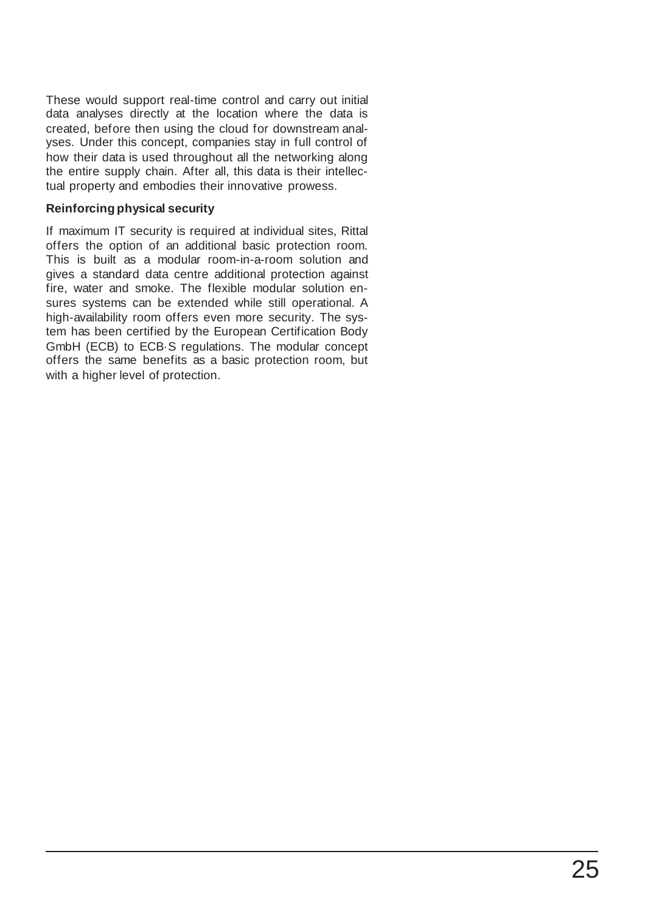These would support real-time control and carry out initial data analyses directly at the location where the data is created, before then using the cloud for downstream analyses. Under this concept, companies stay in full control of how their data is used throughout all the networking along the entire supply chain. After all, this data is their intellectual property and embodies their innovative prowess.

**Reinforcing physical security**

If maximum IT security is required at individual sites, Rittal offers the option of an additional basic protection room. This is built as a modular room-in-a-room solution and gives a standard data centre additional protection against fire, water and smoke. The flexible modular solution ensures systems can be extended while still operational. A high-availability room offers even more security. The system has been certified by the European Certification Body GmbH (ECB) to ECB·S regulations. The modular concept offers the same benefits as a basic protection room, but with a higher level of protection.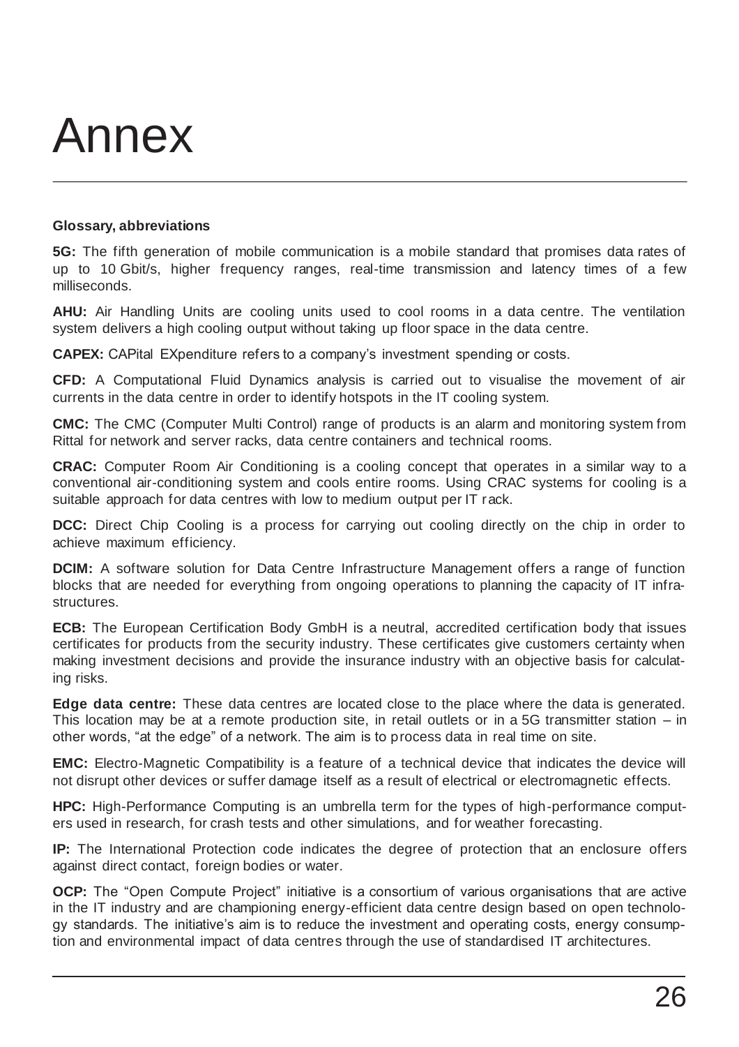# Annex

**Glossary, abbreviations**

**5G:** The fifth generation of mobile communication is a mobile standard that promises data rates of up to 10 Gbit/s, higher frequency ranges, real-time transmission and latency times of a few milliseconds.

**AHU:** Air Handling Units are cooling units used to cool rooms in a data centre. The ventilation system delivers a high cooling output without taking up floor space in the data centre.

**CAPEX:** CAPital EXpenditure refers to a company's investment spending or costs.

**CFD:** A Computational Fluid Dynamics analysis is carried out to visualise the movement of air currents in the data centre in order to identify hotspots in the IT cooling system.

**CMC:** The CMC (Computer Multi Control) range of products is an alarm and monitoring system from Rittal for network and server racks, data centre containers and technical rooms.

**CRAC:** Computer Room Air Conditioning is a cooling concept that operates in a similar way to a conventional air-conditioning system and cools entire rooms. Using CRAC systems for cooling is a suitable approach for data centres with low to medium output per IT rack.

**DCC:** Direct Chip Cooling is a process for carrying out cooling directly on the chip in order to achieve maximum efficiency.

**DCIM:** A software solution for Data Centre Infrastructure Management offers a range of function blocks that are needed for everything from ongoing operations to planning the capacity of IT infrastructures.

**ECB:** The European Certification Body GmbH is a neutral, accredited certification body that issues certificates for products from the security industry. These certificates give customers certainty when making investment decisions and provide the insurance industry with an objective basis for calculating risks.

**Edge data centre:** These data centres are located close to the place where the data is generated. This location may be at a remote production site, in retail outlets or in a 5G transmitter station – in other words, "at the edge" of a network. The aim is to process data in real time on site.

**EMC:** Electro-Magnetic Compatibility is a feature of a technical device that indicates the device will not disrupt other devices or suffer damage itself as a result of electrical or electromagnetic effects.

**HPC:** High-Performance Computing is an umbrella term for the types of high-performance computers used in research, for crash tests and other simulations, and for weather forecasting.

**IP:** The International Protection code indicates the degree of protection that an enclosure offers against direct contact, foreign bodies or water.

**OCP:** The "Open Compute Project" initiative is a consortium of various organisations that are active in the IT industry and are championing energy-efficient data centre design based on open technology standards. The initiative's aim is to reduce the investment and operating costs, energy consumption and environmental impact of data centres through the use of standardised IT architectures.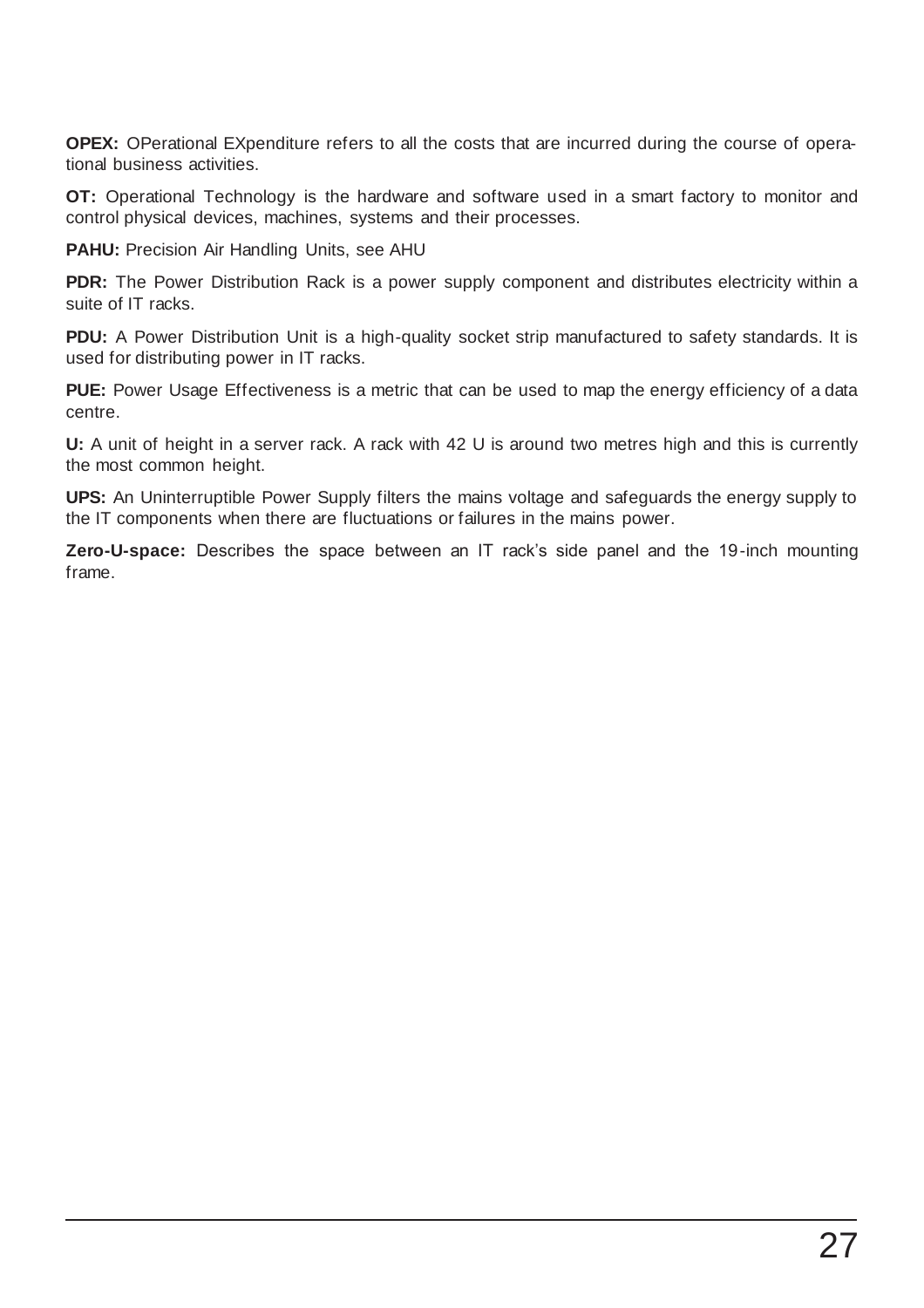**OPEX:** OPerational EXpenditure refers to all the costs that are incurred during the course of operational business activities.

**OT:** Operational Technology is the hardware and software used in a smart factory to monitor and control physical devices, machines, systems and their processes.

**PAHU:** Precision Air Handling Units, see AHU

**PDR:** The Power Distribution Rack is a power supply component and distributes electricity within a suite of IT racks.

**PDU:** A Power Distribution Unit is a high-quality socket strip manufactured to safety standards. It is used for distributing power in IT racks.

**PUE:** Power Usage Effectiveness is a metric that can be used to map the energy efficiency of a data centre.

**U:** A unit of height in a server rack. A rack with 42 U is around two metres high and this is currently the most common height.

**UPS:** An Uninterruptible Power Supply filters the mains voltage and safeguards the energy supply to the IT components when there are fluctuations or failures in the mains power.

**Zero-U-space:** Describes the space between an IT rack's side panel and the 19-inch mounting frame.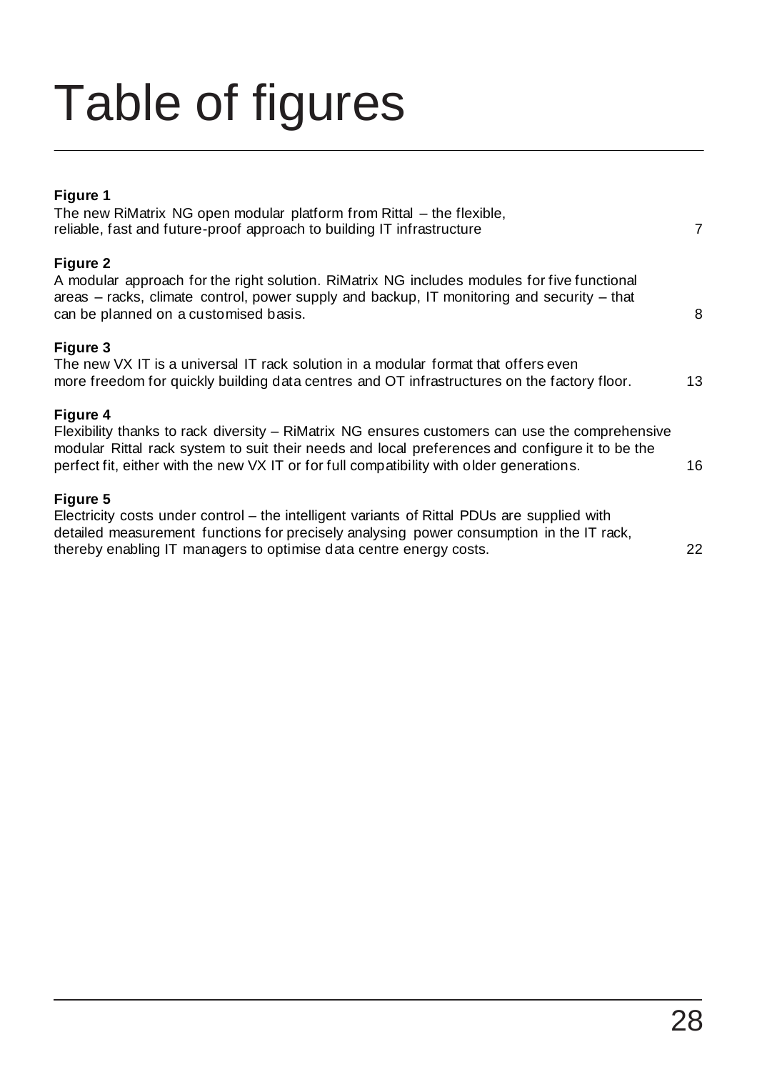# Table of figures

**Figure 1**
The new RiMatrix NG open modular platform from Rittal – the flexible, reliable, fast and future-proof approach to building IT infrastructure 7

**Figure 2**
A modular approach for the right solution. RiMatrix NG includes modules for five functional areas – racks, climate control, power supply and backup, IT monitoring and security – that can be planned on a customised basis. 8

**Figure 3**
The new VX IT is a universal IT rack solution in a modular format that offers even more freedom for quickly building data centres and OT infrastructures on the factory floor. 13

**Figure 4**
Flexibility thanks to rack diversity – RiMatrix NG ensures customers can use the comprehensive modular Rittal rack system to suit their needs and local preferences and configure it to be the perfect fit, either with the new VX IT or for full compatibility with older generations. 16

**Figure 5**
Electricity costs under control – the intelligent variants of Rittal PDUs are supplied with detailed measurement functions for precisely analysing power consumption in the IT rack, thereby enabling IT managers to optimise data centre energy costs. 22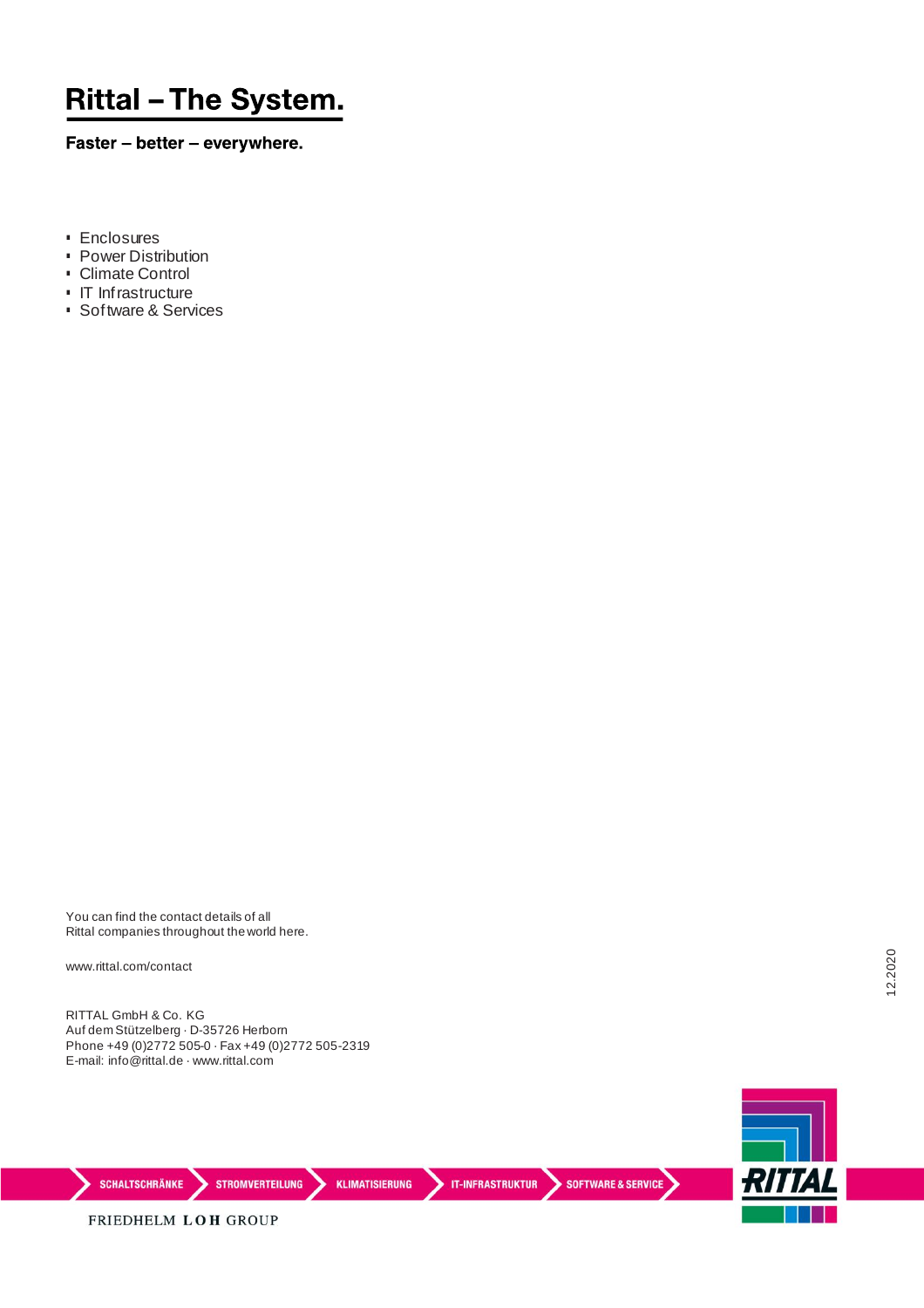# Rittal – The System.

**Faster – better – everywhere.**

- Enclosures
- Power Distribution
- Climate Control
- IT Infrastructure
- Software & Services

You can find the contact details of all
Rittal companies throughout the world here.

www.rittal.com/contact

RITTAL GmbH & Co. KG
Auf dem Stützelberg · D-35726 Herborn
Phone +49 (0)2772 505-0 · Fax +49 (0)2772 505-2319
E-mail: info@rittal.de · www.rittal.com

12.2020

SCHALTSCHRÄNKE · STROMVERTEILUNG · KLIMATISIERUNG · IT-INFRASTRUKTUR · SOFTWARE & SERVICE

RITTAL

FRIEDHELM LOH GROUP